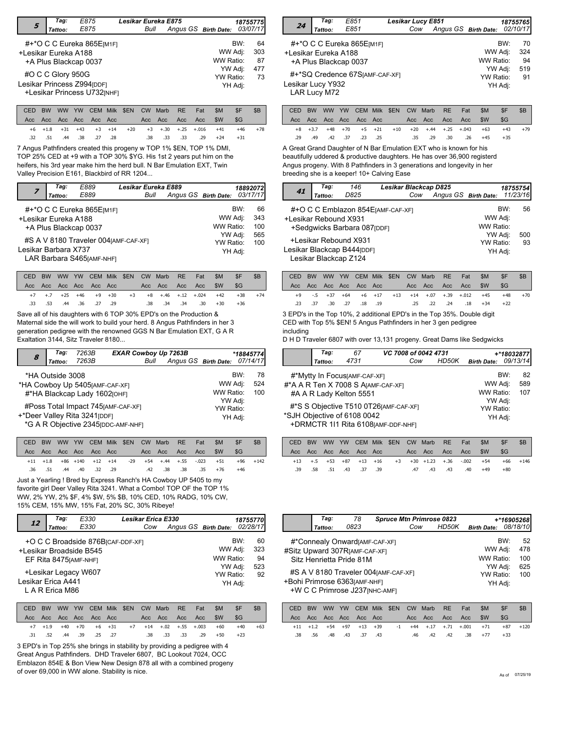## 5 — Lesikar Eureka E875

Tag: E875 | Tattoo: E875 | Bull | Angus GS | Birth Date: 03/07/17 | 18755775

#+*O C C Eureka 865E[M1F]
+Lesikar Eureka A188
+A Plus Blackcap 0037
#O C C Glory 950G
Lesikar Princess Z994[DDF]
+Lesikar Princess U732[NHF]

BW: 64 | WW Adj: 303 | WW Ratio: 87 | YW Adj: 477 | YW Ratio: 73 | YH Adj:

| CED | BW | WW | YW | CEM | Milk | $EN | CW | Marb | RE | Fat | $M | $F | $B |
|---|---|---|---|---|---|---|---|---|---|---|---|---|---|
| Acc | Acc | Acc | Acc | Acc | Acc | | Acc | Acc | Acc | Acc | $W | $G | |
| +6 | +1.8 | +31 | +43 | +3 | +14 | +20 | +3 | +.30 | +.25 | +.016 | +41 | +46 | +78 |
| .32 | .51 | .44 | .38 | .27 | .28 | | .38 | .33 | .33 | .29 | +24 | +31 | |

7 Angus Pathfinders created this progeny w TOP 1% $EN, TOP 1% DMI, TOP 25% CED at +9 with a TOP 30% $YG. His 1st 2 years put him on the heifers, his 3rd year make him the herd bull. N Bar Emulation EXT, Twin Valley Precision E161, Blackbird of RR 1204...

## 24 — Lesikar Lucy E851

Tag: E851 | Tattoo: E851 | Cow | Angus GS | Birth Date: 02/10/17 | 18755765

#+*O C C Eureka 865E[M1F]
+Lesikar Eureka A188
+A Plus Blackcap 0037
#+*SQ Credence 67S[AMF-CAF-XF]
Lesikar Lucy Y932
LAR Lucy M72

BW: 70 | WW Adj: 324 | WW Ratio: 94 | YW Adj: 519 | YW Ratio: 91 | YH Adj:

| CED | BW | WW | YW | CEM | Milk | $EN | CW | Marb | RE | Fat | $M | $F | $B |
|---|---|---|---|---|---|---|---|---|---|---|---|---|---|
| Acc | Acc | Acc | Acc | Acc | Acc | | Acc | Acc | Acc | Acc | $W | $G | |
| +8 | +3.7 | +48 | +70 | +5 | +21 | +10 | +20 | +.44 | +.25 | +.043 | +63 | +43 | +79 |
| .29 | .49 | .42 | .37 | .23 | .25 | | .35 | .29 | .30 | .26 | +45 | +35 | |

A Great Grand Daughter of N Bar Emulation EXT who is known for his beautifully uddered & productive daughters. He has over 36,900 registerd Angus progeny. With 8 Pathfinders in 3 generations and longevity in her breeding she is a keeper! 10+ Calving Ease

## 7 — Lesikar Eureka E889

Tag: E889 | Tattoo: E889 | Bull | Angus GS | Birth Date: 03/17/17 | 18892072

#+*O C C Eureka 865E[M1F]
+Lesikar Eureka A188
+A Plus Blackcap 0037
#S A V 8180 Traveler 004[AMF-CAF-XF]
Lesikar Barbara X737
LAR Barbara S465[AMF-NHF]

BW: 66 | WW Adj: 343 | WW Ratio: 100 | YW Adj: 565 | YW Ratio: 100 | YH Adj:

| CED | BW | WW | YW | CEM | Milk | $EN | CW | Marb | RE | Fat | $M | $F | $B |
|---|---|---|---|---|---|---|---|---|---|---|---|---|---|
| Acc | Acc | Acc | Acc | Acc | Acc | | Acc | Acc | Acc | Acc | $W | $G | |
| +7 | +.7 | +25 | +46 | +9 | +30 | +3 | +8 | +.46 | +.12 | +.024 | +42 | +38 | +74 |
| .33 | .53 | .44 | .36 | .27 | .29 | | .38 | .34 | .34 | .30 | +30 | +36 | |

Save all of his daughters with 6 TOP 30% EPD's on the Production & Maternal side the will work to build your herd. 8 Angus Pathfinders in her 3 generation pedigree with the renowned GGS N Bar Emulation EXT, G A R Exaltation 3144, Sitz Traveler 8180...

## 41 — Lesikar Blackcap D825

Tag: 146 | Tattoo: D825 | Cow | Angus GS | Birth Date: 11/23/16 | 18755754

#+O C C Emblazon 854E[AMF-CAF-XF]
+Lesikar Rebound X931
+Sedgwicks Barbara 087[DDF]
+Lesikar Rebound X931
Lesikar Blackcap B444[DDF]
Lesikar Blackcap Z124

BW: 56 | WW Adj: | WW Ratio: | YW Adj: 500 | YW Ratio: 93 | YH Adj:

| CED | BW | WW | YW | CEM | Milk | $EN | CW | Marb | RE | Fat | $M | $F | $B |
|---|---|---|---|---|---|---|---|---|---|---|---|---|---|
| Acc | Acc | Acc | Acc | Acc | Acc | | Acc | Acc | Acc | Acc | $W | $G | |
| +9 | -.5 | +37 | +64 | +6 | +17 | +13 | +14 | +.07 | +.39 | +.012 | +45 | +48 | +70 |
| .23 | .37 | .30 | .27 | .18 | .19 | | .25 | .22 | .24 | .18 | +34 | +22 | |

3 EPD's in the Top 10%, 2 additional EPD's in the Top 35%. Double digit CED with Top 5% $EN! 5 Angus Pathfinders in her 3 gen pedigree including
D H D Traveler 6807 with over 13,131 progeny. Great Dams like Sedgwicks

## 8 — EXAR Cowboy Up 7263B

Tag: 7263B | Tattoo: 7263B | Bull | Angus GS | Birth Date: 07/14/17 | *18845774

*HA Outside 3008
*HA Cowboy Up 5405[AMF-CAF-XF]
#*HA Blackcap Lady 1602[OHF]
#Poss Total Impact 745[AMF-CAF-XF]
+*Deer Valley Rita 3241[DDF]
*G A R Objective 2345[DDC-AMF-NHF]

BW: 78 | WW Adj: 524 | WW Ratio: 100 | YW Adj: | YW Ratio: | YH Adj:

| CED | BW | WW | YW | CEM | Milk | $EN | CW | Marb | RE | Fat | $M | $F | $B |
|---|---|---|---|---|---|---|---|---|---|---|---|---|---|
| Acc | Acc | Acc | Acc | Acc | Acc | | Acc | Acc | Acc | Acc | $W | $G | |
| +11 | +1.8 | +86 | +140 | +12 | +14 | -29 | +54 | +.44 | +.55 | -.023 | +51 | +96 | +142 |
| .36 | .51 | .44 | .40 | .32 | .29 | | .42 | .38 | .38 | .35 | +76 | +46 | |

Just a Yearling ! Bred by Express Ranch's HA Cowboy UP 5405 to my favorite girl Deer Valley Rita 3241. What a Combo! TOP OF the TOP 1% WW, 2% YW, 2% $F, 4% $W, 5% $B, 10% CED, 10% RADG, 10% CW, 15% CEM, 15% MW, 15% Fat, 20% SC, 30% Ribeye!

## VC 7008 of 0042 4731

Tag: 67 | Tattoo: 4731 | Cow | HD50K | Birth Date: 09/13/14 | +*18032877

#*Mytty In Focus[AMF-CAF-XF]
#*A A R Ten X 7008 S A[AMF-CAF-XF]
#A A R Lady Kelton 5551
#*S S Objective T510 0T26[AMF-CAF-XF]
*SJH Objective of 6108 0042
+DRMCTR 1I1 Rita 6108[AMF-DDF-NHF]

BW: 82 | WW Adj: 589 | WW Ratio: 107 | YW Adj: | YW Ratio: | YH Adj:

| CED | BW | WW | YW | CEM | Milk | $EN | CW | Marb | RE | Fat | $M | $F | $B |
|---|---|---|---|---|---|---|---|---|---|---|---|---|---|
| Acc | Acc | Acc | Acc | Acc | Acc | | Acc | Acc | Acc | Acc | $W | $G | |
| +13 | +.5 | +53 | +87 | +13 | +16 | +3 | +30 | +1.23 | +.36 | -.002 | +54 | +66 | +146 |
| .39 | .58 | .51 | .43 | .37 | .39 | | .47 | .43 | .43 | .40 | +49 | +80 | |

## 12 — Lesikar Erica E330

Tag: E330 | Tattoo: E330 | Cow | Angus GS | Birth Date: 02/28/17 | 18755770

+O C C Broadside 876B[CAF-DDF-XF]
+Lesikar Broadside B545
EF Rita 8475[AMF-NHF]
+Lesikar Legacy W607
Lesikar Erica A441
L A R Erica M86

BW: 60 | WW Adj: 323 | WW Ratio: 94 | YW Adj: 523 | YW Ratio: 92 | YH Adj:

| CED | BW | WW | YW | CEM | Milk | $EN | CW | Marb | RE | Fat | $M | $F | $B |
|---|---|---|---|---|---|---|---|---|---|---|---|---|---|
| Acc | Acc | Acc | Acc | Acc | Acc | | Acc | Acc | Acc | Acc | $W | $G | |
| +7 | +1.9 | +40 | +70 | +6 | +31 | +7 | +14 | +.02 | +.55 | +.003 | +60 | +40 | +63 |
| .31 | .52 | .44 | .39 | .25 | .27 | | .38 | .33 | .33 | .29 | +50 | +23 | |

3 EPD's in Top 25% she brings in stability by providing a pedigree with 4 Great Angus Pathfinders. DHD Traveler 6807, BC Lookout 7024, OCC Emblazon 854E & Bon View New Design 878 all with a combined progeny of over 69,000 in WW alone. Stability is nice.

## Spruce Mtn Primrose 0823

Tag: 78 | Tattoo: 0823 | Cow | HD50K | Birth Date: 08/18/10 | +*16905268

#*Connealy Onward[AMF-CAF-XF]
#Sitz Upward 307R[AMF-CAF-XF]
Sitz Henrietta Pride 81M
#S A V 8180 Traveler 004[AMF-CAF-XF]
+Bohi Primrose 6363[AMF-NHF]
+W C C Primrose J237[NHC-AMF]

BW: 52 | WW Adj: 478 | WW Ratio: 100 | YW Adj: 625 | YW Ratio: 100 | YH Adj:

| CED | BW | WW | YW | CEM | Milk | $EN | CW | Marb | RE | Fat | $M | $F | $B |
|---|---|---|---|---|---|---|---|---|---|---|---|---|---|
| Acc | Acc | Acc | Acc | Acc | Acc | | Acc | Acc | Acc | Acc | $W | $G | |
| +11 | +1.2 | +54 | +97 | +13 | +39 | -1 | +44 | +.17 | +.71 | +.001 | +71 | +87 | +120 |
| .38 | .56 | .48 | .43 | .37 | .43 | | .46 | .42 | .42 | .38 | +77 | +33 | |

As of 07/25/19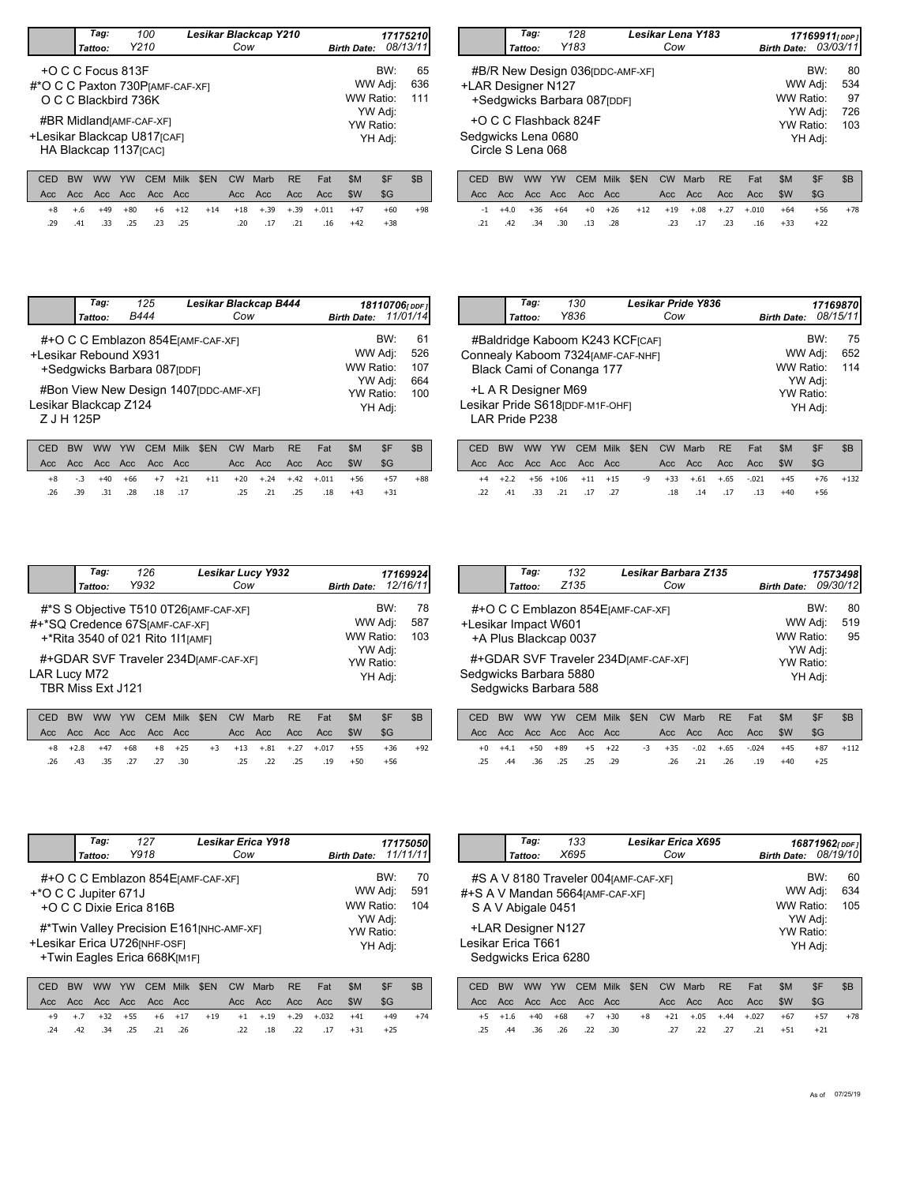| | Tag: 100 | Lesikar Blackcap Y210 | 17175210 |
|---|---|---|---|
| | Tattoo: Y210 | Cow | Birth Date: 08/13/11 |

+O C C Focus 813F
#*O C C Paxton 730P[AMF-CAF-XF]
O C C Blackbird 736K
#BR Midland[AMF-CAF-XF]
+Lesikar Blackcap U817[CAF]
HA Blackcap 1137[CAC]

BW: 65
WW Adj: 636
WW Ratio: 111
YW Adj:
YW Ratio:
YH Adj:

| CED | BW | WW | YW | CEM | Milk | $EN | CW | Marb | RE | Fat | $M | $F | $B |
|---|---|---|---|---|---|---|---|---|---|---|---|---|---|
| Acc | Acc | Acc | Acc | Acc | Acc | | Acc | Acc | Acc | Acc | $W | $G | |
| +8 | +.6 | +49 | +80 | +6 | +12 | +14 | +18 | +.39 | +.39 | +.011 | +47 | +60 | +98 |
| .29 | .41 | .33 | .25 | .23 | .25 | | .20 | .17 | .21 | .16 | +42 | +38 | |

| | Tag: 128 | Lesikar Lena Y183 | 17169911[DDF] |
|---|---|---|---|
| | Tattoo: Y183 | Cow | Birth Date: 03/03/11 |

#B/R New Design 036[DDC-AMF-XF]
+LAR Designer N127
+Sedgwicks Barbara 087[DDF]
+O C C Flashback 824F
Sedgwicks Lena 0680
Circle S Lena 068

BW: 80
WW Adj: 534
WW Ratio: 97
YW Adj: 726
YW Ratio: 103
YH Adj:

| CED | BW | WW | YW | CEM | Milk | $EN | CW | Marb | RE | Fat | $M | $F | $B |
|---|---|---|---|---|---|---|---|---|---|---|---|---|---|
| Acc | Acc | Acc | Acc | Acc | Acc | | Acc | Acc | Acc | Acc | $W | $G | |
| -1 | +4.0 | +36 | +64 | +0 | +26 | +12 | +19 | +.08 | +.27 | +.010 | +64 | +56 | +78 |
| .21 | .42 | .34 | .30 | .13 | .28 | | .23 | .17 | .23 | .16 | +33 | +22 | |

| | Tag: 125 | Lesikar Blackcap B444 | 18110706[DDF] |
|---|---|---|---|
| | Tattoo: B444 | Cow | Birth Date: 11/01/14 |

#+O C C Emblazon 854E[AMF-CAF-XF]
+Lesikar Rebound X931
+Sedgwicks Barbara 087[DDF]
#Bon View New Design 1407[DDC-AMF-XF]
Lesikar Blackcap Z124
Z J H 125P

BW: 61
WW Adj: 526
WW Ratio: 107
YW Adj: 664
YW Ratio: 100
YH Adj:

| CED | BW | WW | YW | CEM | Milk | $EN | CW | Marb | RE | Fat | $M | $F | $B |
|---|---|---|---|---|---|---|---|---|---|---|---|---|---|
| Acc | Acc | Acc | Acc | Acc | Acc | | Acc | Acc | Acc | Acc | $W | $G | |
| +8 | -.3 | +40 | +66 | +7 | +21 | +11 | +20 | +.24 | +.42 | +.011 | +56 | +57 | +88 |
| .26 | .39 | .31 | .28 | .18 | .17 | | .25 | .21 | .25 | .18 | +43 | +31 | |

| | Tag: 130 | Lesikar Pride Y836 | 17169870 |
|---|---|---|---|
| | Tattoo: Y836 | Cow | Birth Date: 08/15/11 |

#Baldridge Kaboom K243 KCF[CAF]
Connealy Kaboom 7324[AMF-CAF-NHF]
Black Cami of Conanga 177
+L A R Designer M69
Lesikar Pride S618[DDF-M1F-OHF]
LAR Pride P238

BW: 75
WW Adj: 652
WW Ratio: 114
YW Adj:
YW Ratio:
YH Adj:

| CED | BW | WW | YW | CEM | Milk | $EN | CW | Marb | RE | Fat | $M | $F | $B |
|---|---|---|---|---|---|---|---|---|---|---|---|---|---|
| Acc | Acc | Acc | Acc | Acc | Acc | | Acc | Acc | Acc | Acc | $W | $G | |
| +4 | +2.2 | +56 | +106 | +11 | +15 | -9 | +33 | +.61 | +.65 | -.021 | +45 | +76 | +132 |
| .22 | .41 | .33 | .21 | .17 | .27 | | .18 | .14 | .17 | .13 | +40 | +56 | |

| | Tag: 126 | Lesikar Lucy Y932 | 17169924 |
|---|---|---|---|
| | Tattoo: Y932 | Cow | Birth Date: 12/16/11 |

#*S S Objective T510 0T26[AMF-CAF-XF]
#+*SQ Credence 67S[AMF-CAF-XF]
+*Rita 3540 of 021 Rito 1I1[AMF]
#+GDAR SVF Traveler 234D[AMF-CAF-XF]
LAR Lucy M72
TBR Miss Ext J121

BW: 78
WW Adj: 587
WW Ratio: 103
YW Adj:
YW Ratio:
YH Adj:

| CED | BW | WW | YW | CEM | Milk | $EN | CW | Marb | RE | Fat | $M | $F | $B |
|---|---|---|---|---|---|---|---|---|---|---|---|---|---|
| Acc | Acc | Acc | Acc | Acc | Acc | | Acc | Acc | Acc | Acc | $W | $G | |
| +8 | +2.8 | +47 | +68 | +8 | +25 | +3 | +13 | +.81 | +.27 | +.017 | +55 | +36 | +92 |
| .26 | .43 | .35 | .27 | .27 | .30 | | .25 | .22 | .25 | .19 | +50 | +56 | |

| | Tag: 132 | Lesikar Barbara Z135 | 17573498 |
|---|---|---|---|
| | Tattoo: Z135 | Cow | Birth Date: 09/30/12 |

#+O C C Emblazon 854E[AMF-CAF-XF]
+Lesikar Impact W601
+A Plus Blackcap 0037
#+GDAR SVF Traveler 234D[AMF-CAF-XF]
Sedgwicks Barbara 5880
Sedgwicks Barbara 588

BW: 80
WW Adj: 519
WW Ratio: 95
YW Adj:
YW Ratio:
YH Adj:

| CED | BW | WW | YW | CEM | Milk | $EN | CW | Marb | RE | Fat | $M | $F | $B |
|---|---|---|---|---|---|---|---|---|---|---|---|---|---|
| Acc | Acc | Acc | Acc | Acc | Acc | | Acc | Acc | Acc | Acc | $W | $G | |
| +0 | +4.1 | +50 | +89 | +5 | +22 | -3 | +35 | -.02 | +.65 | -.024 | +45 | +87 | +112 |
| .25 | .44 | .36 | .25 | .25 | .29 | | .26 | .21 | .26 | .19 | +40 | +25 | |

| | Tag: 127 | Lesikar Erica Y918 | 17175050 |
|---|---|---|---|
| | Tattoo: Y918 | Cow | Birth Date: 11/11/11 |

#+O C C Emblazon 854E[AMF-CAF-XF]
+*O C C Jupiter 671J
+O C C Dixie Erica 816B
#*Twin Valley Precision E161[NHC-AMF-XF]
+Lesikar Erica U726[NHF-OSF]
+Twin Eagles Erica 668K[M1F]

BW: 70
WW Adj: 591
WW Ratio: 104
YW Adj:
YW Ratio:
YH Adj:

| CED | BW | WW | YW | CEM | Milk | $EN | CW | Marb | RE | Fat | $M | $F | $B |
|---|---|---|---|---|---|---|---|---|---|---|---|---|---|
| Acc | Acc | Acc | Acc | Acc | Acc | | Acc | Acc | Acc | Acc | $W | $G | |
| +9 | +.7 | +32 | +55 | +6 | +17 | +19 | +1 | +.19 | +.29 | +.032 | +41 | +49 | +74 |
| .24 | .42 | .34 | .25 | .21 | .26 | | .22 | .18 | .22 | .17 | +31 | +25 | |

| | Tag: 133 | Lesikar Erica X695 | 16871962[DDF] |
|---|---|---|---|
| | Tattoo: X695 | Cow | Birth Date: 08/19/10 |

#S A V 8180 Traveler 004[AMF-CAF-XF]
#+S A V Mandan 5664[AMF-CAF-XF]
S A V Abigale 0451
+LAR Designer N127
Lesikar Erica T661
Sedgwicks Erica 6280

BW: 60
WW Adj: 634
WW Ratio: 105
YW Adj:
YW Ratio:
YH Adj:

| CED | BW | WW | YW | CEM | Milk | $EN | CW | Marb | RE | Fat | $M | $F | $B |
|---|---|---|---|---|---|---|---|---|---|---|---|---|---|
| Acc | Acc | Acc | Acc | Acc | Acc | | Acc | Acc | Acc | Acc | $W | $G | |
| +5 | +1.6 | +40 | +68 | +7 | +30 | +8 | +21 | +.05 | +.44 | +.027 | +67 | +57 | +78 |
| .25 | .44 | .36 | .26 | .22 | .30 | | .27 | .22 | .27 | .21 | +51 | +21 | |

As of 07/25/19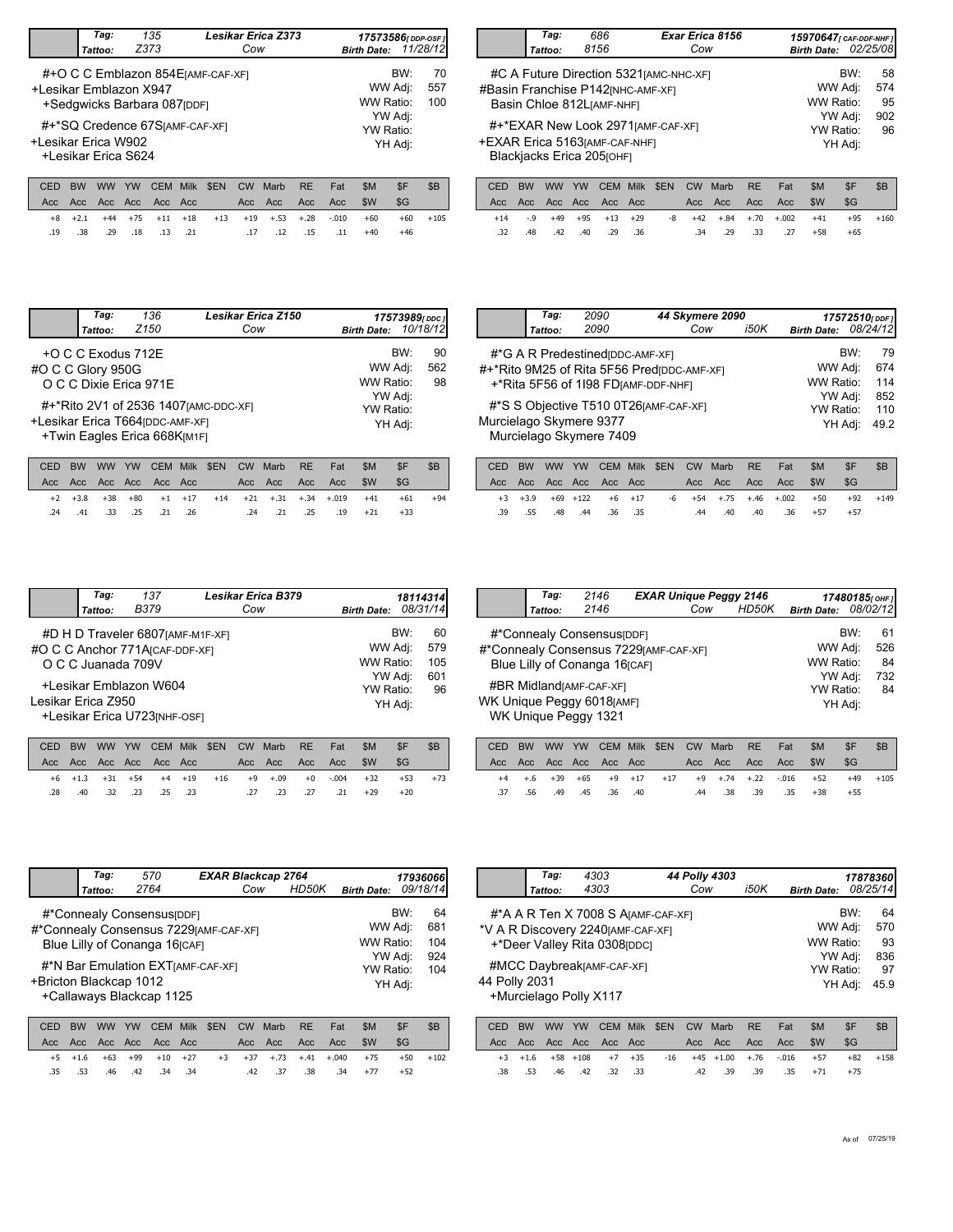| | Tag: 135 | Lesikar Erica Z373 | 17573586[DDP-OSF] |
|---|---|---|---|
| | Tattoo: Z373 | Cow | Birth Date: 11/28/12 |

#+O C C Emblazon 854E[AMF-CAF-XF]
+Lesikar Emblazon X947
+Sedgwicks Barbara 087[DDF]
#+*SQ Credence 67S[AMF-CAF-XF]
+Lesikar Erica W902
+Lesikar Erica S624

BW: 70
WW Adj: 557
WW Ratio: 100
YW Adj:
YW Ratio:
YH Adj:

| CED | BW | WW | YW | CEM | Milk | $EN | CW | Marb | RE | Fat | $M | $F | $B |
|---|---|---|---|---|---|---|---|---|---|---|---|---|---|
| Acc | Acc | Acc | Acc | Acc | Acc | | Acc | Acc | Acc | Acc | $W | $G | |
| +8 | +2.1 | +44 | +75 | +11 | +18 | +13 | +19 | +.53 | +.28 | -.010 | +60 | +60 | +105 |
| .19 | .38 | .29 | .18 | .13 | .21 | | .17 | .12 | .15 | .11 | +40 | +46 | |

| | Tag: 686 | Exar Erica 8156 | 15970647[CAF-DDF-NHF] |
|---|---|---|---|
| | Tattoo: 8156 | Cow | Birth Date: 02/25/08 |

#C A Future Direction 5321[AMC-NHC-XF]
#Basin Franchise P142[NHC-AMF-XF]
Basin Chloe 812L[AMF-NHF]
#+*EXAR New Look 2971[AMF-CAF-XF]
+EXAR Erica 5163[AMF-CAF-NHF]
Blackjacks Erica 205[OHF]

BW: 58
WW Adj: 574
WW Ratio: 95
YW Adj: 902
YW Ratio: 96
YH Adj:

| CED | BW | WW | YW | CEM | Milk | $EN | CW | Marb | RE | Fat | $M | $F | $B |
|---|---|---|---|---|---|---|---|---|---|---|---|---|---|
| Acc | Acc | Acc | Acc | Acc | Acc | | Acc | Acc | Acc | Acc | $W | $G | |
| +14 | -.9 | +49 | +95 | +13 | +29 | -8 | +42 | +.84 | +.70 | +.002 | +41 | +95 | +160 |
| .32 | .48 | .42 | .40 | .29 | .36 | | .34 | .29 | .33 | .27 | +58 | +65 | |

| | Tag: 136 | Lesikar Erica Z150 | 17573989[DDC] |
|---|---|---|---|
| | Tattoo: Z150 | Cow | Birth Date: 10/18/12 |

+O C C Exodus 712E
#O C C Glory 950G
O C C Dixie Erica 971E
#+*Rito 2V1 of 2536 1407[AMC-DDC-XF]
+Lesikar Erica T664[DDC-AMF-XF]
+Twin Eagles Erica 668K[M1F]

BW: 90
WW Adj: 562
WW Ratio: 98
YW Adj:
YW Ratio:
YH Adj:

| CED | BW | WW | YW | CEM | Milk | $EN | CW | Marb | RE | Fat | $M | $F | $B |
|---|---|---|---|---|---|---|---|---|---|---|---|---|---|
| Acc | Acc | Acc | Acc | Acc | Acc | | Acc | Acc | Acc | Acc | $W | $G | |
| +2 | +3.8 | +38 | +80 | +1 | +17 | +14 | +21 | +.31 | +.34 | +.019 | +41 | +61 | +94 |
| .24 | .41 | .33 | .25 | .21 | .26 | | .24 | .21 | .25 | .19 | +21 | +33 | |

| | Tag: 2090 | 44 Skymere 2090 | | 17572510[DDF] |
|---|---|---|---|---|
| | Tattoo: 2090 | Cow | i50K | Birth Date: 08/24/12 |

#*G A R Predestined[DDC-AMF-XF]
#+*Rito 9M25 of Rita 5F56 Pred[DDC-AMF-XF]
+*Rita 5F56 of 1I98 FD[AMF-DDF-NHF]
#*S S Objective T510 0T26[AMF-CAF-XF]
Murcielago Skymere 9377
Murcielago Skymere 7409

BW: 79
WW Adj: 674
WW Ratio: 114
YW Adj: 852
YW Ratio: 110
YH Adj: 49.2

| CED | BW | WW | YW | CEM | Milk | $EN | CW | Marb | RE | Fat | $M | $F | $B |
|---|---|---|---|---|---|---|---|---|---|---|---|---|---|
| Acc | Acc | Acc | Acc | Acc | Acc | | Acc | Acc | Acc | Acc | $W | $G | |
| +3 | +3.9 | +69 | +122 | +6 | +17 | -6 | +54 | +.75 | +.46 | +.002 | +50 | +92 | +149 |
| .39 | .55 | .48 | .44 | .36 | .35 | | .44 | .40 | .40 | .36 | +57 | +57 | |

| | Tag: 137 | Lesikar Erica B379 | 18114314 |
|---|---|---|---|
| | Tattoo: B379 | Cow | Birth Date: 08/31/14 |

#D H D Traveler 6807[AMF-M1F-XF]
#O C C Anchor 771A[CAF-DDF-XF]
O C C Juanada 709V
+Lesikar Emblazon W604
Lesikar Erica Z950
+Lesikar Erica U723[NHF-OSF]

BW: 60
WW Adj: 579
WW Ratio: 105
YW Adj: 601
YW Ratio: 96
YH Adj:

| CED | BW | WW | YW | CEM | Milk | $EN | CW | Marb | RE | Fat | $M | $F | $B |
|---|---|---|---|---|---|---|---|---|---|---|---|---|---|
| Acc | Acc | Acc | Acc | Acc | Acc | | Acc | Acc | Acc | Acc | $W | $G | |
| +6 | +1.3 | +31 | +54 | +4 | +19 | +16 | +9 | +.09 | +0 | -.004 | +32 | +53 | +73 |
| .28 | .40 | .32 | .23 | .25 | .23 | | .27 | .23 | .27 | .21 | +29 | +20 | |

| | Tag: 2146 | EXAR Unique Peggy 2146 | | 17480185[OHF] |
|---|---|---|---|---|
| | Tattoo: 2146 | Cow | HD50K | Birth Date: 08/02/12 |

#*Connealy Consensus[DDF]
#*Connealy Consensus 7229[AMF-CAF-XF]
Blue Lilly of Conanga 16[CAF]
#BR Midland[AMF-CAF-XF]
WK Unique Peggy 6018[AMF]
WK Unique Peggy 1321

BW: 61
WW Adj: 526
WW Ratio: 84
YW Adj: 732
YW Ratio: 84
YH Adj:

| CED | BW | WW | YW | CEM | Milk | $EN | CW | Marb | RE | Fat | $M | $F | $B |
|---|---|---|---|---|---|---|---|---|---|---|---|---|---|
| Acc | Acc | Acc | Acc | Acc | Acc | | Acc | Acc | Acc | Acc | $W | $G | |
| +4 | +.6 | +39 | +65 | +9 | +17 | +17 | +9 | +.74 | +.22 | -.016 | +52 | +49 | +105 |
| .37 | .56 | .49 | .45 | .36 | .40 | | .44 | .38 | .39 | .35 | +38 | +55 | |

| | Tag: 570 | EXAR Blackcap 2764 | | 17936066 |
|---|---|---|---|---|
| | Tattoo: 2764 | Cow | HD50K | Birth Date: 09/18/14 |

#*Connealy Consensus[DDF]
#*Connealy Consensus 7229[AMF-CAF-XF]
Blue Lilly of Conanga 16[CAF]
#*N Bar Emulation EXT[AMF-CAF-XF]
+Bricton Blackcap 1012
+Callaways Blackcap 1125

BW: 64
WW Adj: 681
WW Ratio: 104
YW Adj: 924
YW Ratio: 104
YH Adj:

| CED | BW | WW | YW | CEM | Milk | $EN | CW | Marb | RE | Fat | $M | $F | $B |
|---|---|---|---|---|---|---|---|---|---|---|---|---|---|
| Acc | Acc | Acc | Acc | Acc | Acc | | Acc | Acc | Acc | Acc | $W | $G | |
| +5 | +1.6 | +63 | +99 | +10 | +27 | +3 | +37 | +.73 | +.41 | +.040 | +75 | +50 | +102 |
| .35 | .53 | .46 | .42 | .34 | .34 | | .42 | .37 | .38 | .34 | +77 | +52 | |

| | Tag: 4303 | 44 Polly 4303 | | 17878360 |
|---|---|---|---|---|
| | Tattoo: 4303 | Cow | i50K | Birth Date: 08/25/14 |

#*A A R Ten X 7008 S A[AMF-CAF-XF]
*V A R Discovery 2240[AMF-CAF-XF]
+*Deer Valley Rita 0308[DDC]
#MCC Daybreak[AMF-CAF-XF]
44 Polly 2031
+Murcielago Polly X117

BW: 64
WW Adj: 570
WW Ratio: 93
YW Adj: 836
YW Ratio: 97
YH Adj: 45.9

| CED | BW | WW | YW | CEM | Milk | $EN | CW | Marb | RE | Fat | $M | $F | $B |
|---|---|---|---|---|---|---|---|---|---|---|---|---|---|
| Acc | Acc | Acc | Acc | Acc | Acc | | Acc | Acc | Acc | Acc | $W | $G | |
| +3 | +1.6 | +58 | +108 | +7 | +35 | -16 | +45 | +1.00 | +.76 | -.016 | +57 | +82 | +158 |
| .38 | .53 | .46 | .42 | .32 | .33 | | .42 | .39 | .39 | .35 | +71 | +75 | |

As of 07/25/19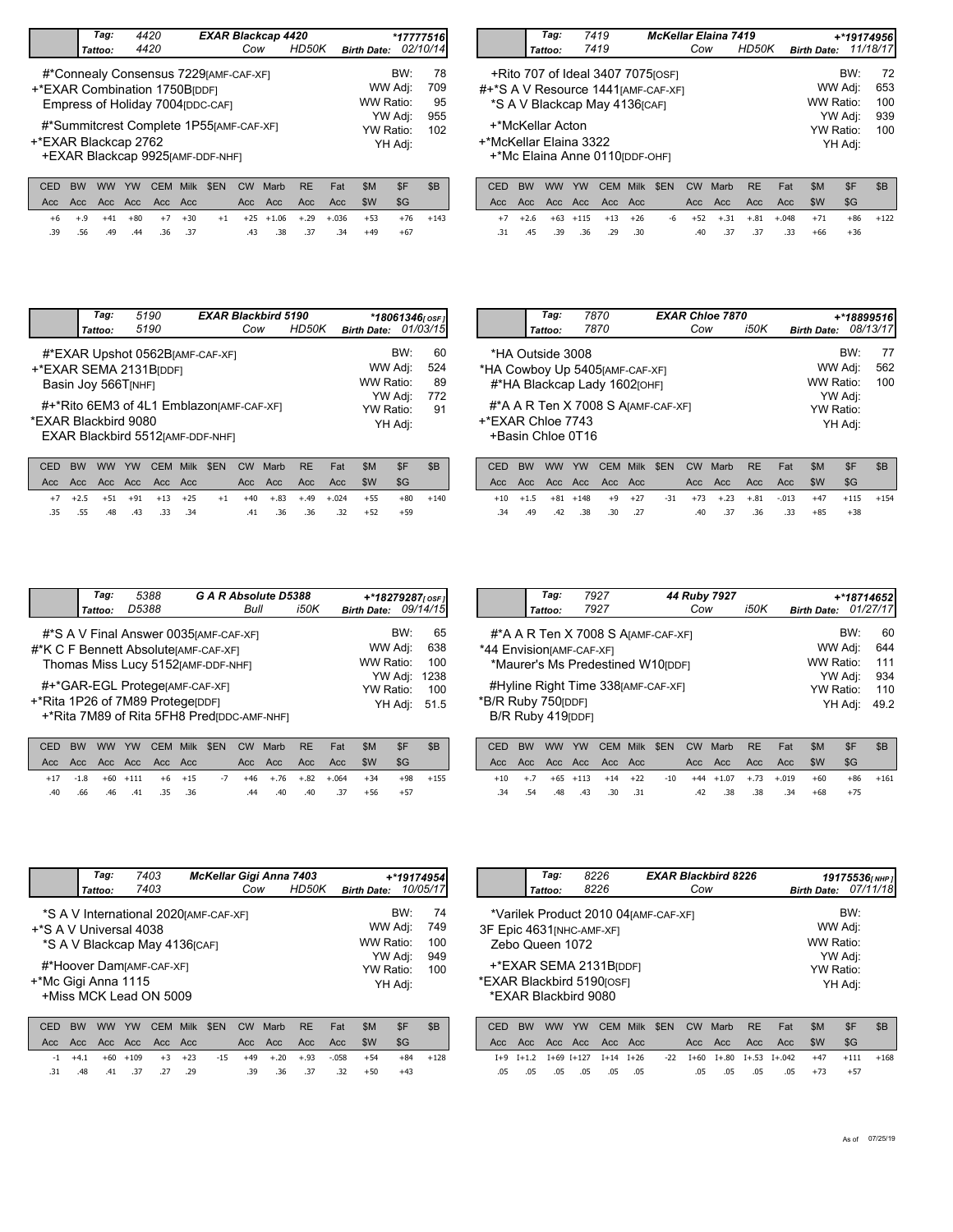## EXAR Blackcap 4420

| Tag: | 4420 | EXAR Blackcap 4420 | | | *17777516 |
|---|---|---|---|---|---|
| Tattoo: | 4420 | Cow | HD50K | Birth Date: | 02/10/14 |

#*Connealy Consensus 7229[AMF-CAF-XF]
+*EXAR Combination 1750B[DDF]
Empress of Holiday 7004[DDC-CAF]
#*Summitcrest Complete 1P55[AMF-CAF-XF]
+*EXAR Blackcap 2762
+EXAR Blackcap 9925[AMF-DDF-NHF]

BW: 78
WW Adj: 709
WW Ratio: 95
YW Adj: 955
YW Ratio: 102
YH Adj:

| CED | BW | WW | YW | CEM | Milk | $EN | CW | Marb | RE | Fat | $M | $F | $B |
|---|---|---|---|---|---|---|---|---|---|---|---|---|---|
| Acc | Acc | Acc | Acc | Acc | Acc | | Acc | Acc | Acc | Acc | $W | $G | |
| +6 | +.9 | +41 | +80 | +7 | +30 | +1 | +25 | +1.06 | +.29 | +.036 | +53 | +76 | +143 |
| .39 | .56 | .49 | .44 | .36 | .37 | | .43 | .38 | .37 | .34 | +49 | +67 | |

## McKellar Elaina 7419

| Tag: | 7419 | McKellar Elaina 7419 | | | +*19174956 |
|---|---|---|---|---|---|
| Tattoo: | 7419 | Cow | HD50K | Birth Date: | 11/18/17 |

+Rito 707 of Ideal 3407 7075[OSF]
#+*S A V Resource 1441[AMF-CAF-XF]
*S A V Blackcap May 4136[CAF]
+*McKellar Acton
+*McKellar Elaina 3322
+*Mc Elaina Anne 0110[DDF-OHF]

BW: 72
WW Adj: 653
WW Ratio: 100
YW Adj: 939
YW Ratio: 100
YH Adj:

| CED | BW | WW | YW | CEM | Milk | $EN | CW | Marb | RE | Fat | $M | $F | $B |
|---|---|---|---|---|---|---|---|---|---|---|---|---|---|
| Acc | Acc | Acc | Acc | Acc | Acc | | Acc | Acc | Acc | Acc | $W | $G | |
| +7 | +2.6 | +63 | +115 | +13 | +26 | -6 | +52 | +.31 | +.81 | +.048 | +71 | +86 | +122 |
| .31 | .45 | .39 | .36 | .29 | .30 | | .40 | .37 | .37 | .33 | +66 | +36 | |

## EXAR Blackbird 5190

| Tag: | 5190 | EXAR Blackbird 5190 | | | *18061346[OSF] |
|---|---|---|---|---|---|
| Tattoo: | 5190 | Cow | HD50K | Birth Date: | 01/03/15 |

#*EXAR Upshot 0562B[AMF-CAF-XF]
+*EXAR SEMA 2131B[DDF]
Basin Joy 566T[NHF]
#+*Rito 6EM3 of 4L1 Emblazon[AMF-CAF-XF]
*EXAR Blackbird 9080
EXAR Blackbird 5512[AMF-DDF-NHF]

BW: 60
WW Adj: 524
WW Ratio: 89
YW Adj: 772
YW Ratio: 91
YH Adj:

| CED | BW | WW | YW | CEM | Milk | $EN | CW | Marb | RE | Fat | $M | $F | $B |
|---|---|---|---|---|---|---|---|---|---|---|---|---|---|
| Acc | Acc | Acc | Acc | Acc | Acc | | Acc | Acc | Acc | Acc | $W | $G | |
| +7 | +2.5 | +51 | +91 | +13 | +25 | +1 | +40 | +.83 | +.49 | +.024 | +55 | +80 | +140 |
| .35 | .55 | .48 | .43 | .33 | .34 | | .41 | .36 | .36 | .32 | +52 | +59 | |

## EXAR Chloe 7870

| Tag: | 7870 | EXAR Chloe 7870 | | | +*18899516 |
|---|---|---|---|---|---|
| Tattoo: | 7870 | Cow | i50K | Birth Date: | 08/13/17 |

*HA Outside 3008
*HA Cowboy Up 5405[AMF-CAF-XF]
#*HA Blackcap Lady 1602[OHF]
#*A A R Ten X 7008 S A[AMF-CAF-XF]
+*EXAR Chloe 7743
+Basin Chloe 0T16

BW: 77
WW Adj: 562
WW Ratio: 100
YW Adj:
YW Ratio:
YH Adj:

| CED | BW | WW | YW | CEM | Milk | $EN | CW | Marb | RE | Fat | $M | $F | $B |
|---|---|---|---|---|---|---|---|---|---|---|---|---|---|
| Acc | Acc | Acc | Acc | Acc | Acc | | Acc | Acc | Acc | Acc | $W | $G | |
| +10 | +1.5 | +81 | +148 | +9 | +27 | -31 | +73 | +.23 | +.81 | -.013 | +47 | +115 | +154 |
| .34 | .49 | .42 | .38 | .30 | .27 | | .40 | .37 | .36 | .33 | +85 | +38 | |

## G A R Absolute D5388

| Tag: | 5388 | G A R Absolute D5388 | | | +*18279287[OSF] |
|---|---|---|---|---|---|
| Tattoo: | D5388 | Bull | i50K | Birth Date: | 09/14/15 |

#*S A V Final Answer 0035[AMF-CAF-XF]
#*K C F Bennett Absolute[AMF-CAF-XF]
Thomas Miss Lucy 5152[AMF-DDF-NHF]
#+*GAR-EGL Protege[AMF-CAF-XF]
+*Rita 1P26 of 7M89 Protege[DDF]
+*Rita 7M89 of Rita 5FH8 Pred[DDC-AMF-NHF]

BW: 65
WW Adj: 638
WW Ratio: 100
YW Adj: 1238
YW Ratio: 100
YH Adj: 51.5

| CED | BW | WW | YW | CEM | Milk | $EN | CW | Marb | RE | Fat | $M | $F | $B |
|---|---|---|---|---|---|---|---|---|---|---|---|---|---|
| Acc | Acc | Acc | Acc | Acc | Acc | | Acc | Acc | Acc | Acc | $W | $G | |
| +17 | -1.8 | +60 | +111 | +6 | +15 | -7 | +46 | +.76 | +.82 | +.064 | +34 | +98 | +155 |
| .40 | .66 | .46 | .41 | .35 | .36 | | .44 | .40 | .40 | .37 | +56 | +57 | |

## 44 Ruby 7927

| Tag: | 7927 | 44 Ruby 7927 | | | +*18714652 |
|---|---|---|---|---|---|
| Tattoo: | 7927 | Cow | i50K | Birth Date: | 01/27/17 |

#*A A R Ten X 7008 S A[AMF-CAF-XF]
*44 Envision[AMF-CAF-XF]
*Maurer's Ms Predestined W10[DDF]
#Hyline Right Time 338[AMF-CAF-XF]
*B/R Ruby 750[DDF]
B/R Ruby 419[DDF]

BW: 60
WW Adj: 644
WW Ratio: 111
YW Adj: 934
YW Ratio: 110
YH Adj: 49.2

| CED | BW | WW | YW | CEM | Milk | $EN | CW | Marb | RE | Fat | $M | $F | $B |
|---|---|---|---|---|---|---|---|---|---|---|---|---|---|
| Acc | Acc | Acc | Acc | Acc | Acc | | Acc | Acc | Acc | Acc | $W | $G | |
| +10 | +.7 | +65 | +113 | +14 | +22 | -10 | +44 | +1.07 | +.73 | +.019 | +60 | +86 | +161 |
| .34 | .54 | .48 | .43 | .30 | .31 | | .42 | .38 | .38 | .34 | +68 | +75 | |

## McKellar Gigi Anna 7403

| Tag: | 7403 | McKellar Gigi Anna 7403 | | | +*19174954 |
|---|---|---|---|---|---|
| Tattoo: | 7403 | Cow | HD50K | Birth Date: | 10/05/17 |

*S A V International 2020[AMF-CAF-XF]
+*S A V Universal 4038
*S A V Blackcap May 4136[CAF]
#*Hoover Dam[AMF-CAF-XF]
+*Mc Gigi Anna 1115
+Miss MCK Lead ON 5009

BW: 74
WW Adj: 749
WW Ratio: 100
YW Adj: 949
YW Ratio: 100
YH Adj:

| CED | BW | WW | YW | CEM | Milk | $EN | CW | Marb | RE | Fat | $M | $F | $B |
|---|---|---|---|---|---|---|---|---|---|---|---|---|---|
| Acc | Acc | Acc | Acc | Acc | Acc | | Acc | Acc | Acc | Acc | $W | $G | |
| -1 | +4.1 | +60 | +109 | +3 | +23 | -15 | +49 | +.20 | +.93 | -.058 | +54 | +84 | +128 |
| .31 | .48 | .41 | .37 | .27 | .29 | | .39 | .36 | .37 | .32 | +50 | +43 | |

## EXAR Blackbird 8226

| Tag: | 8226 | EXAR Blackbird 8226 | | | 19175536[NHP] |
|---|---|---|---|---|---|
| Tattoo: | 8226 | Cow | | Birth Date: | 07/11/18 |

*Varilek Product 2010 04[AMF-CAF-XF]
3F Epic 4631[NHC-AMF-XF]
Zebo Queen 1072
+*EXAR SEMA 2131B[DDF]
*EXAR Blackbird 5190[OSF]
*EXAR Blackbird 9080

BW:
WW Adj:
WW Ratio:
YW Adj:
YW Ratio:
YH Adj:

| CED | BW | WW | YW | CEM | Milk | $EN | CW | Marb | RE | Fat | $M | $F | $B |
|---|---|---|---|---|---|---|---|---|---|---|---|---|---|
| Acc | Acc | Acc | Acc | Acc | Acc | | Acc | Acc | Acc | Acc | $W | $G | |
| I+9 | I+1.2 | I+69 | I+127 | I+14 | I+26 | -22 | I+60 | I+.80 | I+.53 | I+.042 | +47 | +111 | +168 |
| .05 | .05 | .05 | .05 | .05 | .05 | | .05 | .05 | .05 | .05 | +73 | +57 | |

As of 07/25/19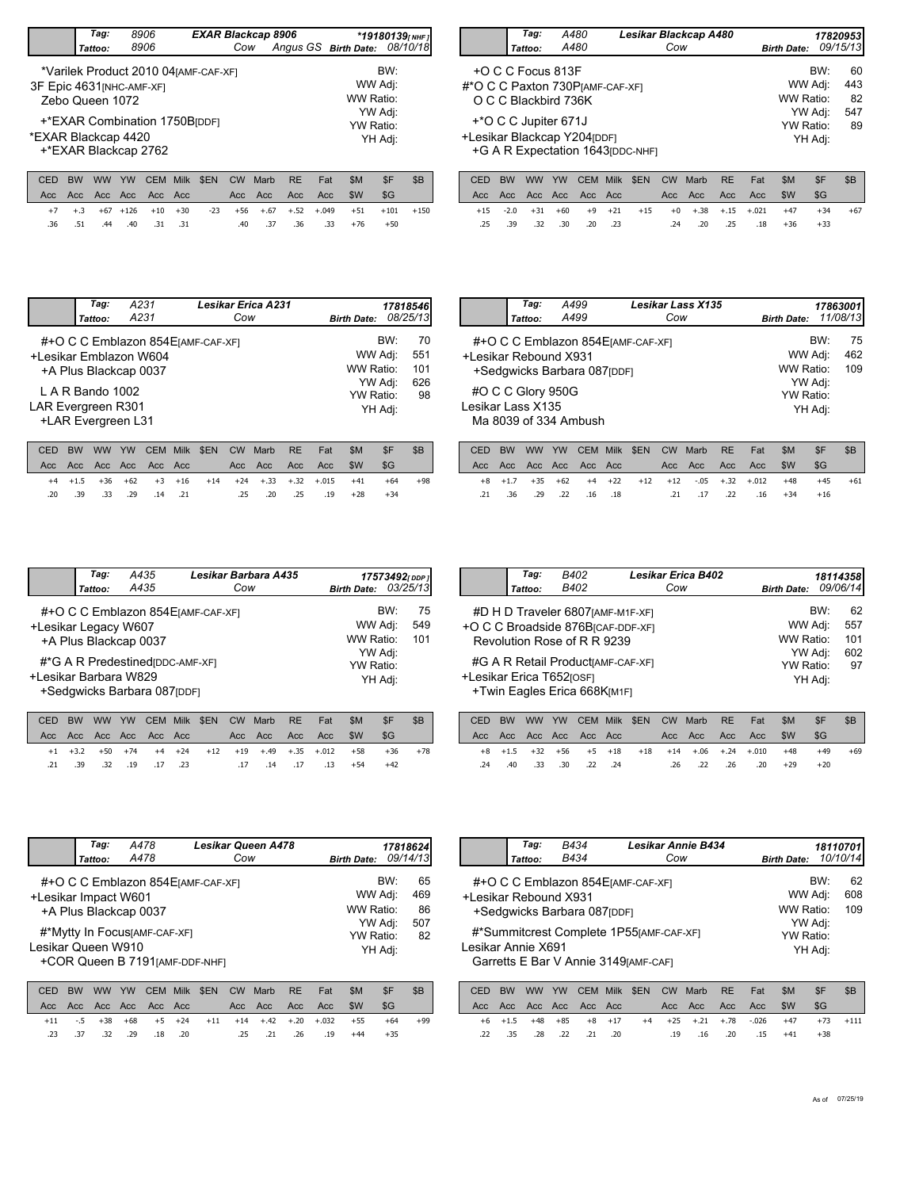### EXAR Blackcap 8906

**Tag:** 8906 **Tattoo:** 8906 — Cow — Angus GS — *19180139[NHF] — **Birth Date:** 08/10/18

*Varilek Product 2010 04[AMF-CAF-XF]
3F Epic 4631[NHC-AMF-XF]
Zebo Queen 1072
+*EXAR Combination 1750B[DDF]
*EXAR Blackcap 4420
+*EXAR Blackcap 2762

BW:
WW Adj:
WW Ratio:
YW Adj:
YW Ratio:
YH Adj:

| CED | BW | WW | YW | CEM | Milk | $EN | CW | Marb | RE | Fat | $M | $F | $B |
|---|---|---|---|---|---|---|---|---|---|---|---|---|---|
| Acc | Acc | Acc | Acc | Acc | Acc | | Acc | Acc | Acc | Acc | $W | $G | |
| +7 | +.3 | +67 | +126 | +10 | +30 | -23 | +56 | +.67 | +.52 | +.049 | +51 | +101 | +150 |
| .36 | .51 | .44 | .40 | .31 | .31 | | .40 | .37 | .36 | .33 | +76 | +50 | |

### Lesikar Blackcap A480

**Tag:** A480 **Tattoo:** A480 — Cow — 17820953 — **Birth Date:** 09/15/13

+O C C Focus 813F
#*O C C Paxton 730P[AMF-CAF-XF]
O C C Blackbird 736K
+*O C C Jupiter 671J
+Lesikar Blackcap Y204[DDF]
+G A R Expectation 1643[DDC-NHF]

BW: 60
WW Adj: 443
WW Ratio: 82
YW Adj: 547
YW Ratio: 89
YH Adj:

| CED | BW | WW | YW | CEM | Milk | $EN | CW | Marb | RE | Fat | $M | $F | $B |
|---|---|---|---|---|---|---|---|---|---|---|---|---|---|
| Acc | Acc | Acc | Acc | Acc | Acc | | Acc | Acc | Acc | Acc | $W | $G | |
| +15 | -2.0 | +31 | +60 | +9 | +21 | +15 | +0 | +.38 | +.15 | +.021 | +47 | +34 | +67 |
| .25 | .39 | .32 | .30 | .20 | .23 | | .24 | .20 | .25 | .18 | +36 | +33 | |

### Lesikar Erica A231

**Tag:** A231 **Tattoo:** A231 — Cow — 17818546 — **Birth Date:** 08/25/13

#+O C C Emblazon 854E[AMF-CAF-XF]
+Lesikar Emblazon W604
+A Plus Blackcap 0037
L A R Bando 1002
LAR Evergreen R301
+LAR Evergreen L31

BW: 70
WW Adj: 551
WW Ratio: 101
YW Adj: 626
YW Ratio: 98
YH Adj:

| CED | BW | WW | YW | CEM | Milk | $EN | CW | Marb | RE | Fat | $M | $F | $B |
|---|---|---|---|---|---|---|---|---|---|---|---|---|---|
| Acc | Acc | Acc | Acc | Acc | Acc | | Acc | Acc | Acc | Acc | $W | $G | |
| +4 | +1.5 | +36 | +62 | +3 | +16 | +14 | +24 | +.33 | +.32 | +.015 | +41 | +64 | +98 |
| .20 | .39 | .33 | .29 | .14 | .21 | | .25 | .20 | .25 | .19 | +28 | +34 | |

### Lesikar Lass X135

**Tag:** A499 **Tattoo:** A499 — Cow — 17863001 — **Birth Date:** 11/08/13

#+O C C Emblazon 854E[AMF-CAF-XF]
+Lesikar Rebound X931
+Sedgwicks Barbara 087[DDF]
#O C C Glory 950G
Lesikar Lass X135
Ma 8039 of 334 Ambush

BW: 75
WW Adj: 462
WW Ratio: 109
YW Adj:
YW Ratio:
YH Adj:

| CED | BW | WW | YW | CEM | Milk | $EN | CW | Marb | RE | Fat | $M | $F | $B |
|---|---|---|---|---|---|---|---|---|---|---|---|---|---|
| Acc | Acc | Acc | Acc | Acc | Acc | | Acc | Acc | Acc | Acc | $W | $G | |
| +8 | +1.7 | +35 | +62 | +4 | +22 | +12 | +12 | -.05 | +.32 | +.012 | +48 | +45 | +61 |
| .21 | .36 | .29 | .22 | .16 | .18 | | .21 | .17 | .22 | .16 | +34 | +16 | |

### Lesikar Barbara A435

**Tag:** A435 **Tattoo:** A435 — Cow — 17573492[DDP] — **Birth Date:** 03/25/13

#+O C C Emblazon 854E[AMF-CAF-XF]
+Lesikar Legacy W607
+A Plus Blackcap 0037
#*G A R Predestined[DDC-AMF-XF]
+Lesikar Barbara W829
+Sedgwicks Barbara 087[DDF]

BW: 75
WW Adj: 549
WW Ratio: 101
YW Adj:
YW Ratio:
YH Adj:

| CED | BW | WW | YW | CEM | Milk | $EN | CW | Marb | RE | Fat | $M | $F | $B |
|---|---|---|---|---|---|---|---|---|---|---|---|---|---|
| Acc | Acc | Acc | Acc | Acc | Acc | | Acc | Acc | Acc | Acc | $W | $G | |
| +1 | +3.2 | +50 | +74 | +4 | +24 | +12 | +19 | +.49 | +.35 | +.012 | +58 | +36 | +78 |
| .21 | .39 | .32 | .19 | .17 | .23 | | .17 | .14 | .17 | .13 | +54 | +42 | |

### Lesikar Erica B402

**Tag:** B402 **Tattoo:** B402 — Cow — 18114358 — **Birth Date:** 09/06/14

#D H D Traveler 6807[AMF-M1F-XF]
+O C C Broadside 876B[CAF-DDF-XF]
Revolution Rose of R R 9239
#G A R Retail Product[AMF-CAF-XF]
+Lesikar Erica T652[OSF]
+Twin Eagles Erica 668K[M1F]

BW: 62
WW Adj: 557
WW Ratio: 101
YW Adj: 602
YW Ratio: 97
YH Adj:

| CED | BW | WW | YW | CEM | Milk | $EN | CW | Marb | RE | Fat | $M | $F | $B |
|---|---|---|---|---|---|---|---|---|---|---|---|---|---|
| Acc | Acc | Acc | Acc | Acc | Acc | | Acc | Acc | Acc | Acc | $W | $G | |
| +8 | +1.5 | +32 | +56 | +5 | +18 | +18 | +14 | +.06 | +.24 | +.010 | +48 | +49 | +69 |
| .24 | .40 | .33 | .30 | .22 | .24 | | .26 | .22 | .26 | .20 | +29 | +20 | |

### Lesikar Queen A478

**Tag:** A478 **Tattoo:** A478 — Cow — 17818624 — **Birth Date:** 09/14/13

#+O C C Emblazon 854E[AMF-CAF-XF]
+Lesikar Impact W601
+A Plus Blackcap 0037
#*Mytty In Focus[AMF-CAF-XF]
Lesikar Queen W910
+COR Queen B 7191[AMF-DDF-NHF]

BW: 65
WW Adj: 469
WW Ratio: 86
YW Adj: 507
YW Ratio: 82
YH Adj:

| CED | BW | WW | YW | CEM | Milk | $EN | CW | Marb | RE | Fat | $M | $F | $B |
|---|---|---|---|---|---|---|---|---|---|---|---|---|---|
| Acc | Acc | Acc | Acc | Acc | Acc | | Acc | Acc | Acc | Acc | $W | $G | |
| +11 | -.5 | +38 | +68 | +5 | +24 | +11 | +14 | +.42 | +.20 | +.032 | +55 | +64 | +99 |
| .23 | .37 | .32 | .29 | .18 | .20 | | .25 | .21 | .26 | .19 | +44 | +35 | |

### Lesikar Annie B434

**Tag:** B434 **Tattoo:** B434 — Cow — 18110701 — **Birth Date:** 10/10/14

#+O C C Emblazon 854E[AMF-CAF-XF]
+Lesikar Rebound X931
+Sedgwicks Barbara 087[DDF]
#*Summitcrest Complete 1P55[AMF-CAF-XF]
Lesikar Annie X691
Garretts E Bar V Annie 3149[AMF-CAF]

BW: 62
WW Adj: 608
WW Ratio: 109
YW Adj:
YW Ratio:
YH Adj:

| CED | BW | WW | YW | CEM | Milk | $EN | CW | Marb | RE | Fat | $M | $F | $B |
|---|---|---|---|---|---|---|---|---|---|---|---|---|---|
| Acc | Acc | Acc | Acc | Acc | Acc | | Acc | Acc | Acc | Acc | $W | $G | |
| +6 | +1.5 | +48 | +85 | +8 | +17 | +4 | +25 | +.21 | +.78 | -.026 | +47 | +73 | +111 |
| .22 | .35 | .28 | .22 | .21 | .20 | | .19 | .16 | .20 | .15 | +41 | +38 | |

As of 07/25/19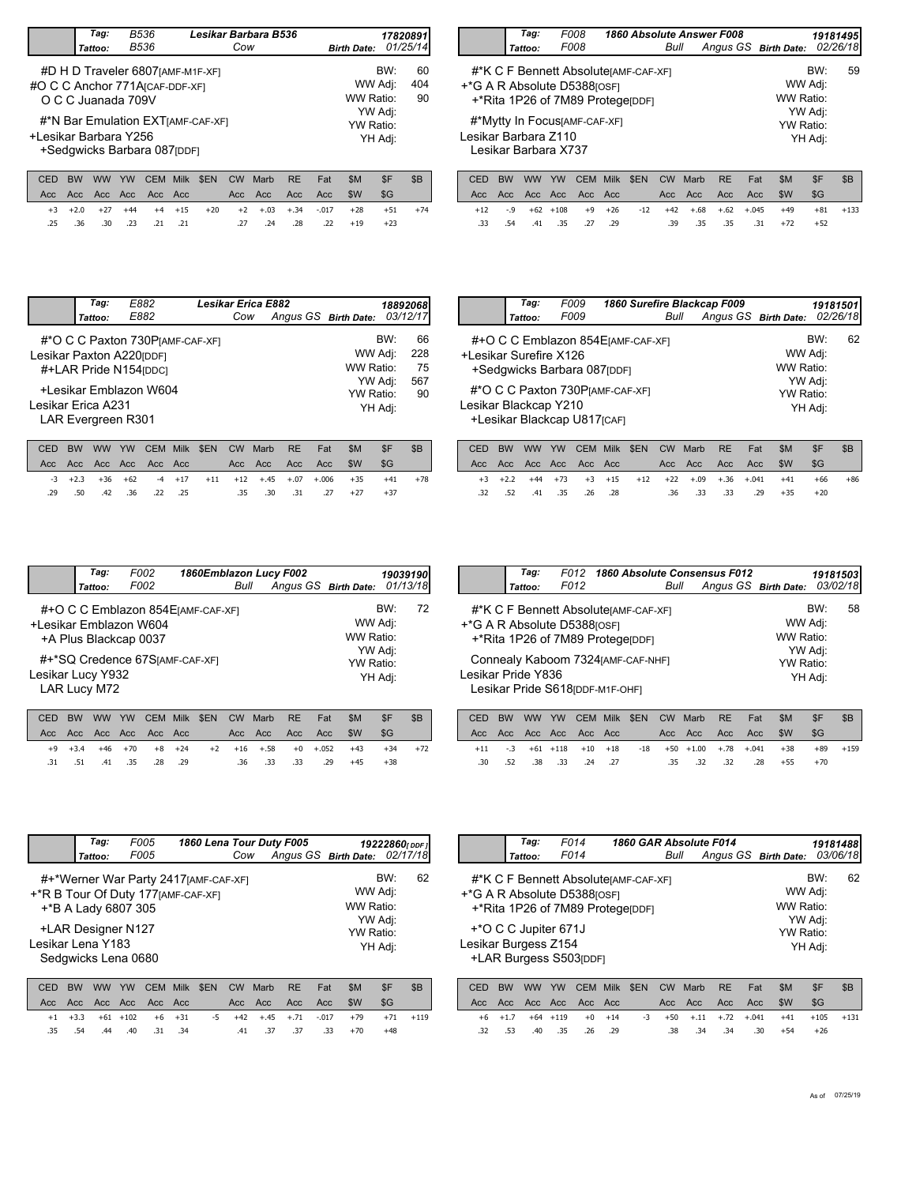## Lesikar Barbara B536

Tag: B536 | Tattoo: B536 | Cow | Registration: 17820891 | Birth Date: 01/25/14

#D H D Traveler 6807[AMF-M1F-XF]
#O C C Anchor 771A[CAF-DDF-XF]
O C C Juanada 709V
#*N Bar Emulation EXT[AMF-CAF-XF]
+Lesikar Barbara Y256
+Sedgwicks Barbara 087[DDF]

BW: 60 | WW Adj: 404 | WW Ratio: 90 | YW Adj: | YW Ratio: | YH Adj:

| CED | BW | WW | YW | CEM | Milk | $EN | CW | Marb | RE | Fat | $M | $F | $B |
|---|---|---|---|---|---|---|---|---|---|---|---|---|---|
| Acc | Acc | Acc | Acc | Acc | Acc | | Acc | Acc | Acc | Acc | $W | $G | |
| +3 | +2.0 | +27 | +44 | +4 | +15 | +20 | +2 | +.03 | +.34 | -.017 | +28 | +51 | +74 |
| .25 | .36 | .30 | .23 | .21 | .21 | | .27 | .24 | .28 | .22 | +19 | +23 | |

## 1860 Absolute Answer F008

Tag: F008 | Tattoo: F008 | Bull | Angus GS | Registration: 19181495 | Birth Date: 02/26/18

#*K C F Bennett Absolute[AMF-CAF-XF]
+*G A R Absolute D5388[OSF]
+*Rita 1P26 of 7M89 Protege[DDF]
#*Mytty In Focus[AMF-CAF-XF]
Lesikar Barbara Z110
Lesikar Barbara X737

BW: 59 | WW Adj: | WW Ratio: | YW Adj: | YW Ratio: | YH Adj:

| CED | BW | WW | YW | CEM | Milk | $EN | CW | Marb | RE | Fat | $M | $F | $B |
|---|---|---|---|---|---|---|---|---|---|---|---|---|---|
| Acc | Acc | Acc | Acc | Acc | Acc | | Acc | Acc | Acc | Acc | $W | $G | |
| +12 | -.9 | +62 | +108 | +9 | +26 | -12 | +42 | +.68 | +.62 | +.045 | +49 | +81 | +133 |
| .33 | .54 | .41 | .35 | .27 | .29 | | .39 | .35 | .35 | .31 | +72 | +52 | |

## Lesikar Erica E882

Tag: E882 | Tattoo: E882 | Cow | Angus GS | Registration: 18892068 | Birth Date: 03/12/17

#*O C C Paxton 730P[AMF-CAF-XF]
Lesikar Paxton A220[DDF]
#+LAR Pride N154[DDC]
+Lesikar Emblazon W604
Lesikar Erica A231
LAR Evergreen R301

BW: 66 | WW Adj: 228 | WW Ratio: 75 | YW Adj: 567 | YW Ratio: 90 | YH Adj:

| CED | BW | WW | YW | CEM | Milk | $EN | CW | Marb | RE | Fat | $M | $F | $B |
|---|---|---|---|---|---|---|---|---|---|---|---|---|---|
| Acc | Acc | Acc | Acc | Acc | Acc | | Acc | Acc | Acc | Acc | $W | $G | |
| -3 | +2.3 | +36 | +62 | -4 | +17 | +11 | +12 | +.45 | +.07 | +.006 | +35 | +41 | +78 |
| .29 | .50 | .42 | .36 | .22 | .25 | | .35 | .30 | .31 | .27 | +27 | +37 | |

## 1860 Surefire Blackcap F009

Tag: F009 | Tattoo: F009 | Bull | Angus GS | Registration: 19181501 | Birth Date: 02/26/18

#+O C C Emblazon 854E[AMF-CAF-XF]
+Lesikar Surefire X126
+Sedgwicks Barbara 087[DDF]
#*O C C Paxton 730P[AMF-CAF-XF]
Lesikar Blackcap Y210
+Lesikar Blackcap U817[CAF]

BW: 62 | WW Adj: | WW Ratio: | YW Adj: | YW Ratio: | YH Adj:

| CED | BW | WW | YW | CEM | Milk | $EN | CW | Marb | RE | Fat | $M | $F | $B |
|---|---|---|---|---|---|---|---|---|---|---|---|---|---|
| Acc | Acc | Acc | Acc | Acc | Acc | | Acc | Acc | Acc | Acc | $W | $G | |
| +3 | +2.2 | +44 | +73 | +3 | +15 | +12 | +22 | +.09 | +.36 | +.041 | +41 | +66 | +86 |
| .32 | .52 | .41 | .35 | .26 | .28 | | .36 | .33 | .33 | .29 | +35 | +20 | |

## 1860Emblazon Lucy F002

Tag: F002 | Tattoo: F002 | Bull | Angus GS | Registration: 19039190 | Birth Date: 01/13/18

#+O C C Emblazon 854E[AMF-CAF-XF]
+Lesikar Emblazon W604
+A Plus Blackcap 0037
#+*SQ Credence 67S[AMF-CAF-XF]
Lesikar Lucy Y932
LAR Lucy M72

BW: 72 | WW Adj: | WW Ratio: | YW Adj: | YW Ratio: | YH Adj:

| CED | BW | WW | YW | CEM | Milk | $EN | CW | Marb | RE | Fat | $M | $F | $B |
|---|---|---|---|---|---|---|---|---|---|---|---|---|---|
| Acc | Acc | Acc | Acc | Acc | Acc | | Acc | Acc | Acc | Acc | $W | $G | |
| +9 | +3.4 | +46 | +70 | +8 | +24 | +2 | +16 | +.58 | +0 | +.052 | +43 | +34 | +72 |
| .31 | .51 | .41 | .35 | .28 | .29 | | .36 | .33 | .33 | .29 | +45 | +38 | |

## 1860 Absolute Consensus F012

Tag: F012 | Tattoo: F012 | Bull | Angus GS | Registration: 19181503 | Birth Date: 03/02/18

#*K C F Bennett Absolute[AMF-CAF-XF]
+*G A R Absolute D5388[OSF]
+*Rita 1P26 of 7M89 Protege[DDF]
Connealy Kaboom 7324[AMF-CAF-NHF]
Lesikar Pride Y836
Lesikar Pride S618[DDF-M1F-OHF]

BW: 58 | WW Adj: | WW Ratio: | YW Adj: | YW Ratio: | YH Adj:

| CED | BW | WW | YW | CEM | Milk | $EN | CW | Marb | RE | Fat | $M | $F | $B |
|---|---|---|---|---|---|---|---|---|---|---|---|---|---|
| Acc | Acc | Acc | Acc | Acc | Acc | | Acc | Acc | Acc | Acc | $W | $G | |
| +11 | -.3 | +61 | +118 | +10 | +18 | -18 | +50 | +1.00 | +.78 | +.041 | +38 | +89 | +159 |
| .30 | .52 | .38 | .33 | .24 | .27 | | .35 | .32 | .32 | .28 | +55 | +70 | |

## 1860 Lena Tour Duty F005

Tag: F005 | Tattoo: F005 | Cow | Angus GS | Registration: 19222860[DDF] | Birth Date: 02/17/18

#+*Werner War Party 2417[AMF-CAF-XF]
+*R B Tour Of Duty 177[AMF-CAF-XF]
+*B A Lady 6807 305
+LAR Designer N127
Lesikar Lena Y183
Sedgwicks Lena 0680

BW: 62 | WW Adj: | WW Ratio: | YW Adj: | YW Ratio: | YH Adj:

| CED | BW | WW | YW | CEM | Milk | $EN | CW | Marb | RE | Fat | $M | $F | $B |
|---|---|---|---|---|---|---|---|---|---|---|---|---|---|
| Acc | Acc | Acc | Acc | Acc | Acc | | Acc | Acc | Acc | Acc | $W | $G | |
| +1 | +3.3 | +61 | +102 | +6 | +31 | -5 | +42 | +.45 | +.71 | -.017 | +79 | +71 | +119 |
| .35 | .54 | .44 | .40 | .31 | .34 | | .41 | .37 | .37 | .33 | +70 | +48 | |

## 1860 GAR Absolute F014

Tag: F014 | Tattoo: F014 | Bull | Angus GS | Registration: 19181488 | Birth Date: 03/06/18

#*K C F Bennett Absolute[AMF-CAF-XF]
+*G A R Absolute D5388[OSF]
+*Rita 1P26 of 7M89 Protege[DDF]
+*O C C Jupiter 671J
Lesikar Burgess Z154
+LAR Burgess S503[DDF]

BW: 62 | WW Adj: | WW Ratio: | YW Adj: | YW Ratio: | YH Adj:

| CED | BW | WW | YW | CEM | Milk | $EN | CW | Marb | RE | Fat | $M | $F | $B |
|---|---|---|---|---|---|---|---|---|---|---|---|---|---|
| Acc | Acc | Acc | Acc | Acc | Acc | | Acc | Acc | Acc | Acc | $W | $G | |
| +6 | +1.7 | +64 | +119 | +0 | +14 | -3 | +50 | +.11 | +.72 | +.041 | +41 | +105 | +131 |
| .32 | .53 | .40 | .35 | .26 | .29 | | .38 | .34 | .34 | .30 | +54 | +26 | |

As of 07/25/19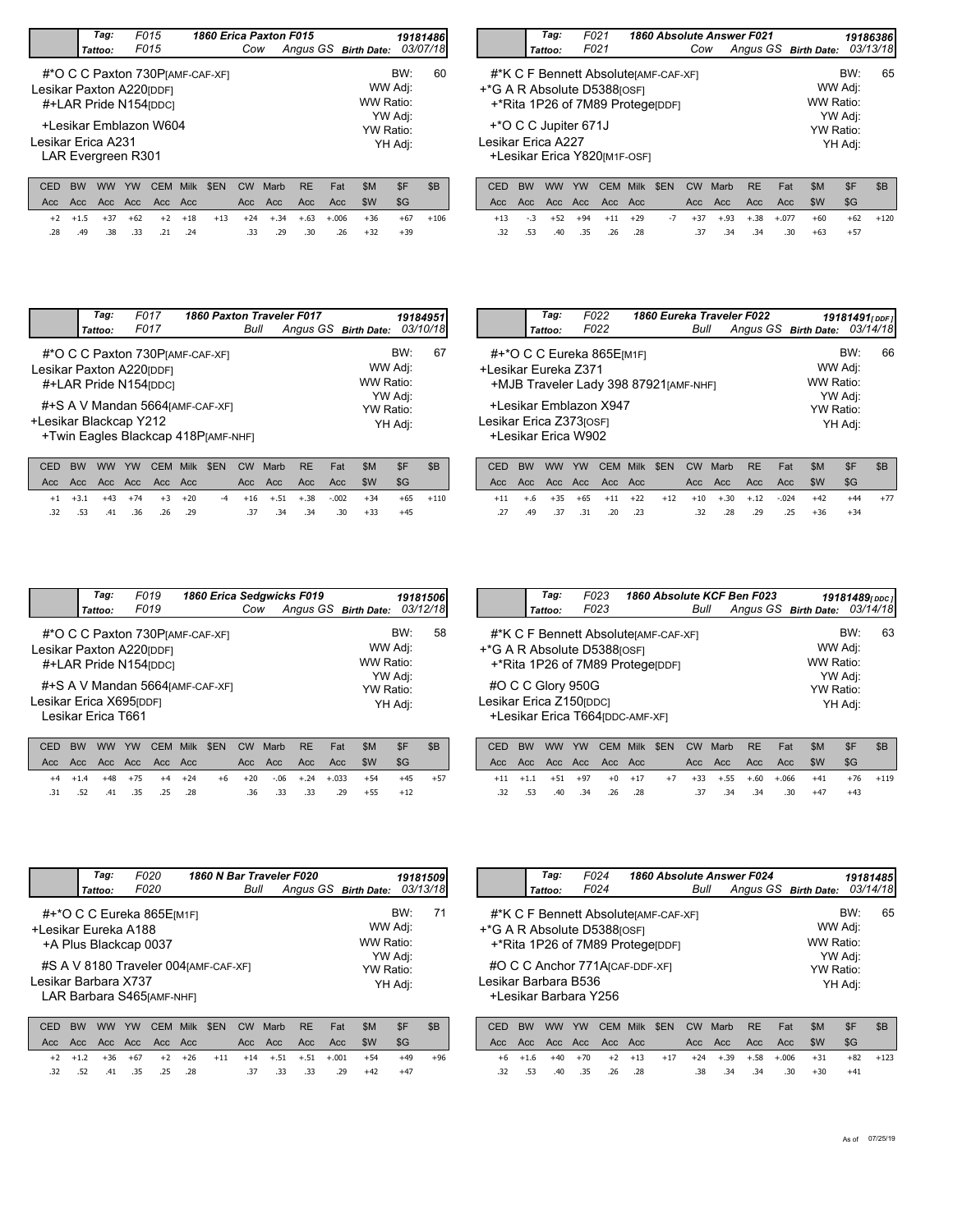## 1860 Erica Paxton F015

| Tag: | F015 | 1860 Erica Paxton F015 | | 19181486 |
|---|---|---|---|---|
| Tattoo: | F015 | Cow | Angus GS | Birth Date: 03/07/18 |

#*O C C Paxton 730P[AMF-CAF-XF]
Lesikar Paxton A220[DDF]
#+LAR Pride N154[DDC]
+Lesikar Emblazon W604
Lesikar Erica A231
LAR Evergreen R301

BW: 60
WW Adj:
WW Ratio:
YW Adj:
YW Ratio:
YH Adj:

| CED | BW | WW | YW | CEM | Milk | $EN | CW | Marb | RE | Fat | $M | $F | $B |
|---|---|---|---|---|---|---|---|---|---|---|---|---|---|
| Acc | Acc | Acc | Acc | Acc | Acc | | Acc | Acc | Acc | Acc | $W | $G | |
| +2 | +1.5 | +37 | +62 | +2 | +18 | +13 | +24 | +.34 | +.63 | +.006 | +36 | +67 | +106 |
| .28 | .49 | .38 | .33 | .21 | .24 | | .33 | .29 | .30 | .26 | +32 | +39 | |

## 1860 Absolute Answer F021

| Tag: | F021 | 1860 Absolute Answer F021 | | 19186386 |
|---|---|---|---|---|
| Tattoo: | F021 | Cow | Angus GS | Birth Date: 03/13/18 |

#*K C F Bennett Absolute[AMF-CAF-XF]
+*G A R Absolute D5388[OSF]
+*Rita 1P26 of 7M89 Protege[DDF]
+*O C C Jupiter 671J
Lesikar Erica A227
+Lesikar Erica Y820[M1F-OSF]

BW: 65
WW Adj:
WW Ratio:
YW Adj:
YW Ratio:
YH Adj:

| CED | BW | WW | YW | CEM | Milk | $EN | CW | Marb | RE | Fat | $M | $F | $B |
|---|---|---|---|---|---|---|---|---|---|---|---|---|---|
| Acc | Acc | Acc | Acc | Acc | Acc | | Acc | Acc | Acc | Acc | $W | $G | |
| +13 | -.3 | +52 | +94 | +11 | +29 | -7 | +37 | +.93 | +.38 | +.077 | +60 | +62 | +120 |
| .32 | .53 | .40 | .35 | .26 | .28 | | .37 | .34 | .34 | .30 | +63 | +57 | |

## 1860 Paxton Traveler F017

| Tag: | F017 | 1860 Paxton Traveler F017 | | 19184951 |
|---|---|---|---|---|
| Tattoo: | F017 | Bull | Angus GS | Birth Date: 03/10/18 |

#*O C C Paxton 730P[AMF-CAF-XF]
Lesikar Paxton A220[DDF]
#+LAR Pride N154[DDC]
#+S A V Mandan 5664[AMF-CAF-XF]
+Lesikar Blackcap Y212
+Twin Eagles Blackcap 418P[AMF-NHF]

BW: 67
WW Adj:
WW Ratio:
YW Adj:
YW Ratio:
YH Adj:

| CED | BW | WW | YW | CEM | Milk | $EN | CW | Marb | RE | Fat | $M | $F | $B |
|---|---|---|---|---|---|---|---|---|---|---|---|---|---|
| Acc | Acc | Acc | Acc | Acc | Acc | | Acc | Acc | Acc | Acc | $W | $G | |
| +1 | +3.1 | +43 | +74 | +3 | +20 | -4 | +16 | +.51 | +.38 | -.002 | +34 | +65 | +110 |
| .32 | .53 | .41 | .36 | .26 | .29 | | .37 | .34 | .34 | .30 | +33 | +45 | |

## 1860 Eureka Traveler F022

| Tag: | F022 | 1860 Eureka Traveler F022 | | 19181491[DDF] |
|---|---|---|---|---|
| Tattoo: | F022 | Bull | Angus GS | Birth Date: 03/14/18 |

#+*O C C Eureka 865E[M1F]
+Lesikar Eureka Z371
+MJB Traveler Lady 398 87921[AMF-NHF]
+Lesikar Emblazon X947
Lesikar Erica Z373[OSF]
+Lesikar Erica W902

BW: 66
WW Adj:
WW Ratio:
YW Adj:
YW Ratio:
YH Adj:

| CED | BW | WW | YW | CEM | Milk | $EN | CW | Marb | RE | Fat | $M | $F | $B |
|---|---|---|---|---|---|---|---|---|---|---|---|---|---|
| Acc | Acc | Acc | Acc | Acc | Acc | | Acc | Acc | Acc | Acc | $W | $G | |
| +11 | +.6 | +35 | +65 | +11 | +22 | +12 | +10 | +.30 | +.12 | -.024 | +42 | +44 | +77 |
| .27 | .49 | .37 | .31 | .20 | .23 | | .32 | .28 | .29 | .25 | +36 | +34 | |

## 1860 Erica Sedgwicks F019

| Tag: | F019 | 1860 Erica Sedgwicks F019 | | 19181506 |
|---|---|---|---|---|
| Tattoo: | F019 | Cow | Angus GS | Birth Date: 03/12/18 |

#*O C C Paxton 730P[AMF-CAF-XF]
Lesikar Paxton A220[DDF]
#+LAR Pride N154[DDC]
#+S A V Mandan 5664[AMF-CAF-XF]
Lesikar Erica X695[DDF]
Lesikar Erica T661

BW: 58
WW Adj:
WW Ratio:
YW Adj:
YW Ratio:
YH Adj:

| CED | BW | WW | YW | CEM | Milk | $EN | CW | Marb | RE | Fat | $M | $F | $B |
|---|---|---|---|---|---|---|---|---|---|---|---|---|---|
| Acc | Acc | Acc | Acc | Acc | Acc | | Acc | Acc | Acc | Acc | $W | $G | |
| +4 | +1.4 | +48 | +75 | +4 | +24 | +6 | +20 | -.06 | +.24 | +.033 | +54 | +45 | +57 |
| .31 | .52 | .41 | .35 | .25 | .28 | | .36 | .33 | .33 | .29 | +55 | +12 | |

## 1860 Absolute KCF Ben F023

| Tag: | F023 | 1860 Absolute KCF Ben F023 | | 19181489[DDC] |
|---|---|---|---|---|
| Tattoo: | F023 | Bull | Angus GS | Birth Date: 03/14/18 |

#*K C F Bennett Absolute[AMF-CAF-XF]
+*G A R Absolute D5388[OSF]
+*Rita 1P26 of 7M89 Protege[DDF]
#O C C Glory 950G
Lesikar Erica Z150[DDC]
+Lesikar Erica T664[DDC-AMF-XF]

BW: 63
WW Adj:
WW Ratio:
YW Adj:
YW Ratio:
YH Adj:

| CED | BW | WW | YW | CEM | Milk | $EN | CW | Marb | RE | Fat | $M | $F | $B |
|---|---|---|---|---|---|---|---|---|---|---|---|---|---|
| Acc | Acc | Acc | Acc | Acc | Acc | | Acc | Acc | Acc | Acc | $W | $G | |
| +11 | +1.1 | +51 | +97 | +0 | +17 | +7 | +33 | +.55 | +.60 | +.066 | +41 | +76 | +119 |
| .32 | .53 | .40 | .34 | .26 | .28 | | .37 | .34 | .34 | .30 | +47 | +43 | |

## 1860 N Bar Traveler F020

| Tag: | F020 | 1860 N Bar Traveler F020 | | 19181509 |
|---|---|---|---|---|
| Tattoo: | F020 | Bull | Angus GS | Birth Date: 03/13/18 |

#+*O C C Eureka 865E[M1F]
+Lesikar Eureka A188
+A Plus Blackcap 0037
#S A V 8180 Traveler 004[AMF-CAF-XF]
Lesikar Barbara X737
LAR Barbara S465[AMF-NHF]

BW: 71
WW Adj:
WW Ratio:
YW Adj:
YW Ratio:
YH Adj:

| CED | BW | WW | YW | CEM | Milk | $EN | CW | Marb | RE | Fat | $M | $F | $B |
|---|---|---|---|---|---|---|---|---|---|---|---|---|---|
| Acc | Acc | Acc | Acc | Acc | Acc | | Acc | Acc | Acc | Acc | $W | $G | |
| +2 | +1.2 | +36 | +67 | +2 | +26 | +11 | +14 | +.51 | +.51 | +.001 | +54 | +49 | +96 |
| .32 | .52 | .41 | .35 | .25 | .28 | | .37 | .33 | .33 | .29 | +42 | +47 | |

## 1860 Absolute Answer F024

| Tag: | F024 | 1860 Absolute Answer F024 | | 19181485 |
|---|---|---|---|---|
| Tattoo: | F024 | Bull | Angus GS | Birth Date: 03/14/18 |

#*K C F Bennett Absolute[AMF-CAF-XF]
+*G A R Absolute D5388[OSF]
+*Rita 1P26 of 7M89 Protege[DDF]
#O C C Anchor 771A[CAF-DDF-XF]
Lesikar Barbara B536
+Lesikar Barbara Y256

BW: 65
WW Adj:
WW Ratio:
YW Adj:
YW Ratio:
YH Adj:

| CED | BW | WW | YW | CEM | Milk | $EN | CW | Marb | RE | Fat | $M | $F | $B |
|---|---|---|---|---|---|---|---|---|---|---|---|---|---|
| Acc | Acc | Acc | Acc | Acc | Acc | | Acc | Acc | Acc | Acc | $W | $G | |
| +6 | +1.6 | +40 | +70 | +2 | +13 | +17 | +24 | +.39 | +.58 | +.006 | +31 | +82 | +123 |
| .32 | .53 | .40 | .35 | .26 | .28 | | .38 | .34 | .34 | .30 | +30 | +41 | |

As of 07/25/19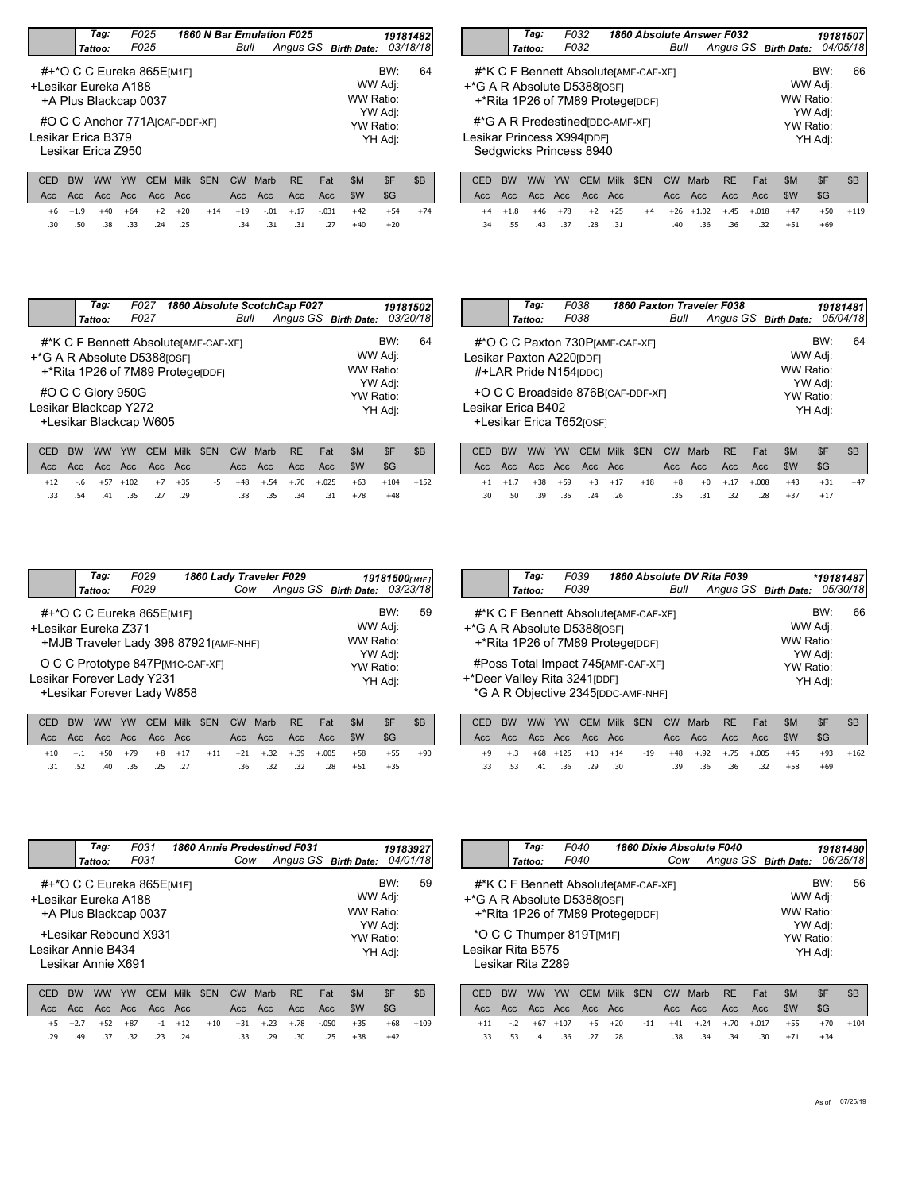## Tag: F025 — 1860 N Bar Emulation F025

Tattoo: F025 | Bull | Angus GS | 19181482 | Birth Date: 03/18/18

#+*O C C Eureka 865E[M1F]
+Lesikar Eureka A188
+A Plus Blackcap 0037
#O C C Anchor 771A[CAF-DDF-XF]
Lesikar Erica B379
Lesikar Erica Z950

BW: 64
WW Adj:
WW Ratio:
YW Adj:
YW Ratio:
YH Adj:

| CED | BW | WW | YW | CEM | Milk | $EN | CW | Marb | RE | Fat | $M | $F | $B |
|---|---|---|---|---|---|---|---|---|---|---|---|---|---|
| Acc | Acc | Acc | Acc | Acc | Acc | | Acc | Acc | Acc | Acc | $W | $G | |
| +6 | +1.9 | +40 | +64 | +2 | +20 | +14 | +19 | -.01 | +.17 | -.031 | +42 | +54 | +74 |
| .30 | .50 | .38 | .33 | .24 | .25 | | .34 | .31 | .31 | .27 | +40 | +20 | |

## Tag: F032 — 1860 Absolute Answer F032

Tattoo: F032 | Bull | Angus GS | 19181507 | Birth Date: 04/05/18

#*K C F Bennett Absolute[AMF-CAF-XF]
+*G A R Absolute D5388[OSF]
+*Rita 1P26 of 7M89 Protege[DDF]
#*G A R Predestined[DDC-AMF-XF]
Lesikar Princess X994[DDF]
Sedgwicks Princess 8940

BW: 66
WW Adj:
WW Ratio:
YW Adj:
YW Ratio:
YH Adj:

| CED | BW | WW | YW | CEM | Milk | $EN | CW | Marb | RE | Fat | $M | $F | $B |
|---|---|---|---|---|---|---|---|---|---|---|---|---|---|
| Acc | Acc | Acc | Acc | Acc | Acc | | Acc | Acc | Acc | Acc | $W | $G | |
| +4 | +1.8 | +46 | +78 | +2 | +25 | +4 | +26 | +1.02 | +.45 | +.018 | +47 | +50 | +119 |
| .34 | .55 | .43 | .37 | .28 | .31 | | .40 | .36 | .36 | .32 | +51 | +69 | |

## Tag: F027 — 1860 Absolute ScotchCap F027

Tattoo: F027 | Bull | Angus GS | 19181502 | Birth Date: 03/20/18

#*K C F Bennett Absolute[AMF-CAF-XF]
+*G A R Absolute D5388[OSF]
+*Rita 1P26 of 7M89 Protege[DDF]
#O C C Glory 950G
Lesikar Blackcap Y272
+Lesikar Blackcap W605

BW: 64
WW Adj:
WW Ratio:
YW Adj:
YW Ratio:
YH Adj:

| CED | BW | WW | YW | CEM | Milk | $EN | CW | Marb | RE | Fat | $M | $F | $B |
|---|---|---|---|---|---|---|---|---|---|---|---|---|---|
| Acc | Acc | Acc | Acc | Acc | Acc | | Acc | Acc | Acc | Acc | $W | $G | |
| +12 | -.6 | +57 | +102 | +7 | +35 | -5 | +48 | +.54 | +.70 | +.025 | +63 | +104 | +152 |
| .33 | .54 | .41 | .35 | .27 | .29 | | .38 | .35 | .34 | .31 | +78 | +48 | |

## Tag: F038 — 1860 Paxton Traveler F038

Tattoo: F038 | Bull | Angus GS | 19181481 | Birth Date: 05/04/18

#*O C C Paxton 730P[AMF-CAF-XF]
Lesikar Paxton A220[DDF]
#+LAR Pride N154[DDC]
+O C C Broadside 876B[CAF-DDF-XF]
Lesikar Erica B402
+Lesikar Erica T652[OSF]

BW: 64
WW Adj:
WW Ratio:
YW Adj:
YW Ratio:
YH Adj:

| CED | BW | WW | YW | CEM | Milk | $EN | CW | Marb | RE | Fat | $M | $F | $B |
|---|---|---|---|---|---|---|---|---|---|---|---|---|---|
| Acc | Acc | Acc | Acc | Acc | Acc | | Acc | Acc | Acc | Acc | $W | $G | |
| +1 | +1.7 | +38 | +59 | +3 | +17 | +18 | +8 | +0 | +.17 | +.008 | +43 | +31 | +47 |
| .30 | .50 | .39 | .35 | .24 | .26 | | .35 | .31 | .32 | .28 | +37 | +17 | |

## Tag: F029 — 1860 Lady Traveler F029

Tattoo: F029 | Cow | Angus GS | 19181500[M1F] | Birth Date: 03/23/18

#+*O C C Eureka 865E[M1F]
+Lesikar Eureka Z371
+MJB Traveler Lady 398 87921[AMF-NHF]
O C C Prototype 847P[M1C-CAF-XF]
Lesikar Forever Lady Y231
+Lesikar Forever Lady W858

BW: 59
WW Adj:
WW Ratio:
YW Adj:
YW Ratio:
YH Adj:

| CED | BW | WW | YW | CEM | Milk | $EN | CW | Marb | RE | Fat | $M | $F | $B |
|---|---|---|---|---|---|---|---|---|---|---|---|---|---|
| Acc | Acc | Acc | Acc | Acc | Acc | | Acc | Acc | Acc | Acc | $W | $G | |
| +10 | +.1 | +50 | +79 | +8 | +17 | +11 | +21 | +.32 | +.39 | +.005 | +58 | +55 | +90 |
| .31 | .52 | .40 | .35 | .25 | .27 | | .36 | .32 | .32 | .28 | +51 | +35 | |

## Tag: F039 — 1860 Absolute DV Rita F039

Tattoo: F039 | Bull | Angus GS | *19181487 | Birth Date: 05/30/18

#*K C F Bennett Absolute[AMF-CAF-XF]
+*G A R Absolute D5388[OSF]
+*Rita 1P26 of 7M89 Protege[DDF]
#Poss Total Impact 745[AMF-CAF-XF]
+*Deer Valley Rita 3241[DDF]
*G A R Objective 2345[DDC-AMF-NHF]

BW: 66
WW Adj:
WW Ratio:
YW Adj:
YW Ratio:
YH Adj:

| CED | BW | WW | YW | CEM | Milk | $EN | CW | Marb | RE | Fat | $M | $F | $B |
|---|---|---|---|---|---|---|---|---|---|---|---|---|---|
| Acc | Acc | Acc | Acc | Acc | Acc | | Acc | Acc | Acc | Acc | $W | $G | |
| +9 | +.3 | +68 | +125 | +10 | +14 | -19 | +48 | +.92 | +.75 | +.005 | +45 | +93 | +162 |
| .33 | .53 | .41 | .36 | .29 | .30 | | .39 | .36 | .36 | .32 | +58 | +69 | |

## Tag: F031 — 1860 Annie Predestined F031

Tattoo: F031 | Cow | Angus GS | 19183927 | Birth Date: 04/01/18

#+*O C C Eureka 865E[M1F]
+Lesikar Eureka A188
+A Plus Blackcap 0037
+Lesikar Rebound X931
Lesikar Annie B434
Lesikar Annie X691

BW: 59
WW Adj:
WW Ratio:
YW Adj:
YW Ratio:
YH Adj:

| CED | BW | WW | YW | CEM | Milk | $EN | CW | Marb | RE | Fat | $M | $F | $B |
|---|---|---|---|---|---|---|---|---|---|---|---|---|---|
| Acc | Acc | Acc | Acc | Acc | Acc | | Acc | Acc | Acc | Acc | $W | $G | |
| +5 | +2.7 | +52 | +87 | -1 | +12 | +10 | +31 | +.23 | +.78 | -.050 | +35 | +68 | +109 |
| .29 | .49 | .37 | .32 | .23 | .24 | | .33 | .29 | .30 | .25 | +38 | +42 | |

## Tag: F040 — 1860 Dixie Absolute F040

Tattoo: F040 | Cow | Angus GS | 19181480 | Birth Date: 06/25/18

#*K C F Bennett Absolute[AMF-CAF-XF]
+*G A R Absolute D5388[OSF]
+*Rita 1P26 of 7M89 Protege[DDF]
*O C C Thumper 819T[M1F]
Lesikar Rita B575
Lesikar Rita Z289

BW: 56
WW Adj:
WW Ratio:
YW Adj:
YW Ratio:
YH Adj:

| CED | BW | WW | YW | CEM | Milk | $EN | CW | Marb | RE | Fat | $M | $F | $B |
|---|---|---|---|---|---|---|---|---|---|---|---|---|---|
| Acc | Acc | Acc | Acc | Acc | Acc | | Acc | Acc | Acc | Acc | $W | $G | |
| +11 | -.2 | +67 | +107 | +5 | +20 | -11 | +41 | +.24 | +.70 | +.017 | +55 | +70 | +104 |
| .33 | .53 | .41 | .36 | .27 | .28 | | .38 | .34 | .34 | .30 | +71 | +34 | |

As of 07/25/19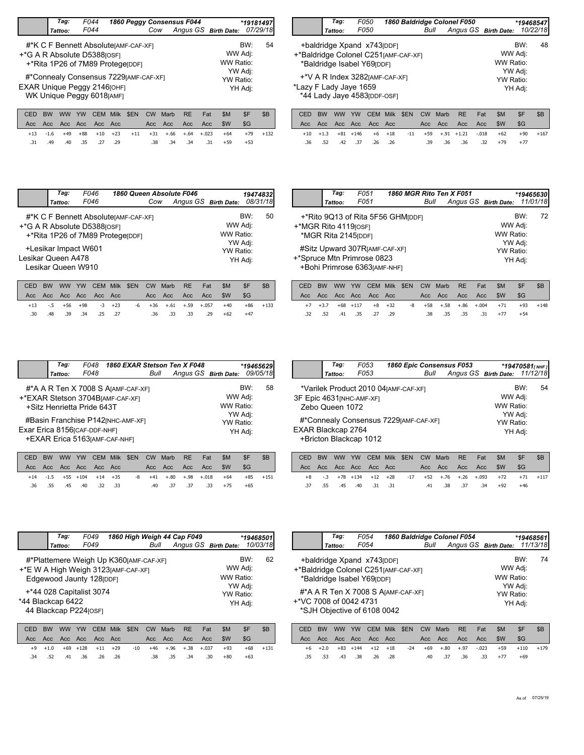## Tag: F044 — 1860 Peggy Consensus F044

Tattoo: F044 | Cow | Angus GS | *19181497 | Birth Date: 07/29/18

#*K C F Bennett Absolute[AMF-CAF-XF]
+*G A R Absolute D5388[OSF]
+*Rita 1P26 of 7M89 Protege[DDF]
#*Connealy Consensus 7229[AMF-CAF-XF]
EXAR Unique Peggy 2146[OHF]
WK Unique Peggy 6018[AMF]

BW: 54
WW Adj:
WW Ratio:
YW Adj:
YW Ratio:
YH Adj:

| CED | BW | WW | YW | CEM | Milk | $EN | CW | Marb | RE | Fat | $M | $F | $B |
|---|---|---|---|---|---|---|---|---|---|---|---|---|---|
| Acc | Acc | Acc | Acc | Acc | Acc | | Acc | Acc | Acc | Acc | $W | $G | |
| +13 | -1.6 | +49 | +88 | +10 | +23 | +11 | +31 | +.66 | +.64 | +.023 | +64 | +79 | +132 |
| .31 | .49 | .40 | .35 | .27 | .29 | | .38 | .34 | .34 | .31 | +59 | +53 | |

## Tag: F050 — 1860 Baldridge Colonel F050

Tattoo: F050 | Bull | Angus GS | *19468547 | Birth Date: 10/22/18

+baldridge Xpand x743[DDF]
+*Baldridge Colonel C251[AMF-CAF-XF]
*Baldridge Isabel Y69[DDF]
+*V A R Index 3282[AMF-CAF-XF]
*Lazy F Lady Jaye 1659
*44 Lady Jaye 4583[DDF-OSF]

BW: 48
WW Adj:
WW Ratio:
YW Adj:
YW Ratio:
YH Adj:

| CED | BW | WW | YW | CEM | Milk | $EN | CW | Marb | RE | Fat | $M | $F | $B |
|---|---|---|---|---|---|---|---|---|---|---|---|---|---|
| Acc | Acc | Acc | Acc | Acc | Acc | | Acc | Acc | Acc | Acc | $W | $G | |
| +10 | +1.3 | +81 | +146 | +6 | +18 | -11 | +59 | +.91 | +1.21 | -.018 | +62 | +90 | +167 |
| .36 | .52 | .42 | .37 | .26 | .26 | | .39 | .36 | .36 | .32 | +79 | +77 | |

## Tag: F046 — 1860 Queen Absolute F046

Tattoo: F046 | Cow | Angus GS | 19474832 | Birth Date: 08/31/18

#*K C F Bennett Absolute[AMF-CAF-XF]
+*G A R Absolute D5388[OSF]
+*Rita 1P26 of 7M89 Protege[DDF]
+Lesikar Impact W601
Lesikar Queen A478
Lesikar Queen W910

BW: 50
WW Adj:
WW Ratio:
YW Adj:
YW Ratio:
YH Adj:

| CED | BW | WW | YW | CEM | Milk | $EN | CW | Marb | RE | Fat | $M | $F | $B |
|---|---|---|---|---|---|---|---|---|---|---|---|---|---|
| Acc | Acc | Acc | Acc | Acc | Acc | | Acc | Acc | Acc | Acc | $W | $G | |
| +13 | -.5 | +56 | +98 | -3 | +23 | -6 | +36 | +.61 | +.59 | +.057 | +40 | +86 | +133 |
| .30 | .48 | .39 | .34 | .25 | .27 | | .36 | .33 | .33 | .29 | +62 | +47 | |

## Tag: F051 — 1860 MGR Rito Ten X F051

Tattoo: F051 | Bull | Angus GS | *19465630 | Birth Date: 11/01/18

+*Rito 9Q13 of Rita 5F56 GHM[DDF]
+*MGR Rito 4119[OSF]
*MGR Rita 2145[DDF]
#Sitz Upward 307R[AMF-CAF-XF]
+*Spruce Mtn Primrose 0823
+Bohi Primrose 6363[AMF-NHF]

BW: 72
WW Adj:
WW Ratio:
YW Adj:
YW Ratio:
YH Adj:

| CED | BW | WW | YW | CEM | Milk | $EN | CW | Marb | RE | Fat | $M | $F | $B |
|---|---|---|---|---|---|---|---|---|---|---|---|---|---|
| Acc | Acc | Acc | Acc | Acc | Acc | | Acc | Acc | Acc | Acc | $W | $G | |
| +7 | +3.7 | +68 | +117 | +8 | +32 | -8 | +58 | +.58 | +.86 | +.004 | +71 | +93 | +148 |
| .32 | .52 | .41 | .35 | .27 | .29 | | .38 | .35 | .35 | .31 | +77 | +54 | |

## Tag: F048 — 1860 EXAR Stetson Ten X F048

Tattoo: F048 | Bull | Angus GS | *19465629 | Birth Date: 09/05/18

#*A A R Ten X 7008 S A[AMF-CAF-XF]
+*EXAR Stetson 3704B[AMF-CAF-XF]
+Sitz Henrietta Pride 643T
#Basin Franchise P142[NHC-AMF-XF]
Exar Erica 8156[CAF-DDF-NHF]
+EXAR Erica 5163[AMF-CAF-NHF]

BW: 58
WW Adj:
WW Ratio:
YW Adj:
YW Ratio:
YH Adj:

| CED | BW | WW | YW | CEM | Milk | $EN | CW | Marb | RE | Fat | $M | $F | $B |
|---|---|---|---|---|---|---|---|---|---|---|---|---|---|
| Acc | Acc | Acc | Acc | Acc | Acc | | Acc | Acc | Acc | Acc | $W | $G | |
| +14 | -1.5 | +55 | +104 | +14 | +35 | -8 | +41 | +.80 | +.98 | +.018 | +64 | +85 | +151 |
| .36 | .55 | .45 | .40 | .32 | .33 | | .40 | .37 | .37 | .33 | +75 | +65 | |

## Tag: F053 — 1860 Epic Consensus F053

Tattoo: F053 | Bull | Angus GS | *19470581[NHF] | Birth Date: 11/12/18

*Varilek Product 2010 04[AMF-CAF-XF]
3F Epic 4631[NHC-AMF-XF]
Zebo Queen 1072
#*Connealy Consensus 7229[AMF-CAF-XF]
EXAR Blackcap 2764
+Bricton Blackcap 1012

BW: 54
WW Adj:
WW Ratio:
YW Adj:
YW Ratio:
YH Adj:

| CED | BW | WW | YW | CEM | Milk | $EN | CW | Marb | RE | Fat | $M | $F | $B |
|---|---|---|---|---|---|---|---|---|---|---|---|---|---|
| Acc | Acc | Acc | Acc | Acc | Acc | | Acc | Acc | Acc | Acc | $W | $G | |
| +8 | -.3 | +78 | +134 | +12 | +28 | -17 | +52 | +.76 | +.26 | +.093 | +72 | +71 | +117 |
| .37 | .55 | .45 | .40 | .31 | .31 | | .41 | .38 | .37 | .34 | +92 | +46 | |

## Tag: F049 — 1860 High Weigh 44 Cap F049

Tattoo: F049 | Bull | Angus GS | *19468501 | Birth Date: 10/03/18

#*Plattemere Weigh Up K360[AMF-CAF-XF]
+*E W A High Weigh 3123[AMF-CAF-XF]
Edgewood Jaunty 128[DDF]
+*44 028 Capitalist 3074
*44 Blackcap 6422
44 Blackcap P224[OSF]

BW: 62
WW Adj:
WW Ratio:
YW Adj:
YW Ratio:
YH Adj:

| CED | BW | WW | YW | CEM | Milk | $EN | CW | Marb | RE | Fat | $M | $F | $B |
|---|---|---|---|---|---|---|---|---|---|---|---|---|---|
| Acc | Acc | Acc | Acc | Acc | Acc | | Acc | Acc | Acc | Acc | $W | $G | |
| +9 | +1.0 | +69 | +128 | +11 | +29 | -10 | +46 | +.96 | +.38 | +.037 | +93 | +68 | +131 |
| .34 | .52 | .41 | .36 | .26 | .26 | | .38 | .35 | .34 | .30 | +80 | +63 | |

## Tag: F054 — 1860 Baldridge Colonel F054

Tattoo: F054 | Bull | Angus GS | *19468561 | Birth Date: 11/13/18

+baldridge Xpand x743[DDF]
+*Baldridge Colonel C251[AMF-CAF-XF]
*Baldridge Isabel Y69[DDF]
#*A A R Ten X 7008 S A[AMF-CAF-XF]
+*VC 7008 of 0042 4731
*SJH Objective of 6108 0042

BW: 74
WW Adj:
WW Ratio:
YW Adj:
YW Ratio:
YH Adj:

| CED | BW | WW | YW | CEM | Milk | $EN | CW | Marb | RE | Fat | $M | $F | $B |
|---|---|---|---|---|---|---|---|---|---|---|---|---|---|
| Acc | Acc | Acc | Acc | Acc | Acc | | Acc | Acc | Acc | Acc | $W | $G | |
| +6 | +2.0 | +83 | +144 | +12 | +18 | -24 | +69 | +.80 | +.97 | -.023 | +59 | +110 | +179 |
| .35 | .53 | .43 | .38 | .26 | .28 | | .40 | .37 | .36 | .33 | +77 | +69 | |

As of 07/25/19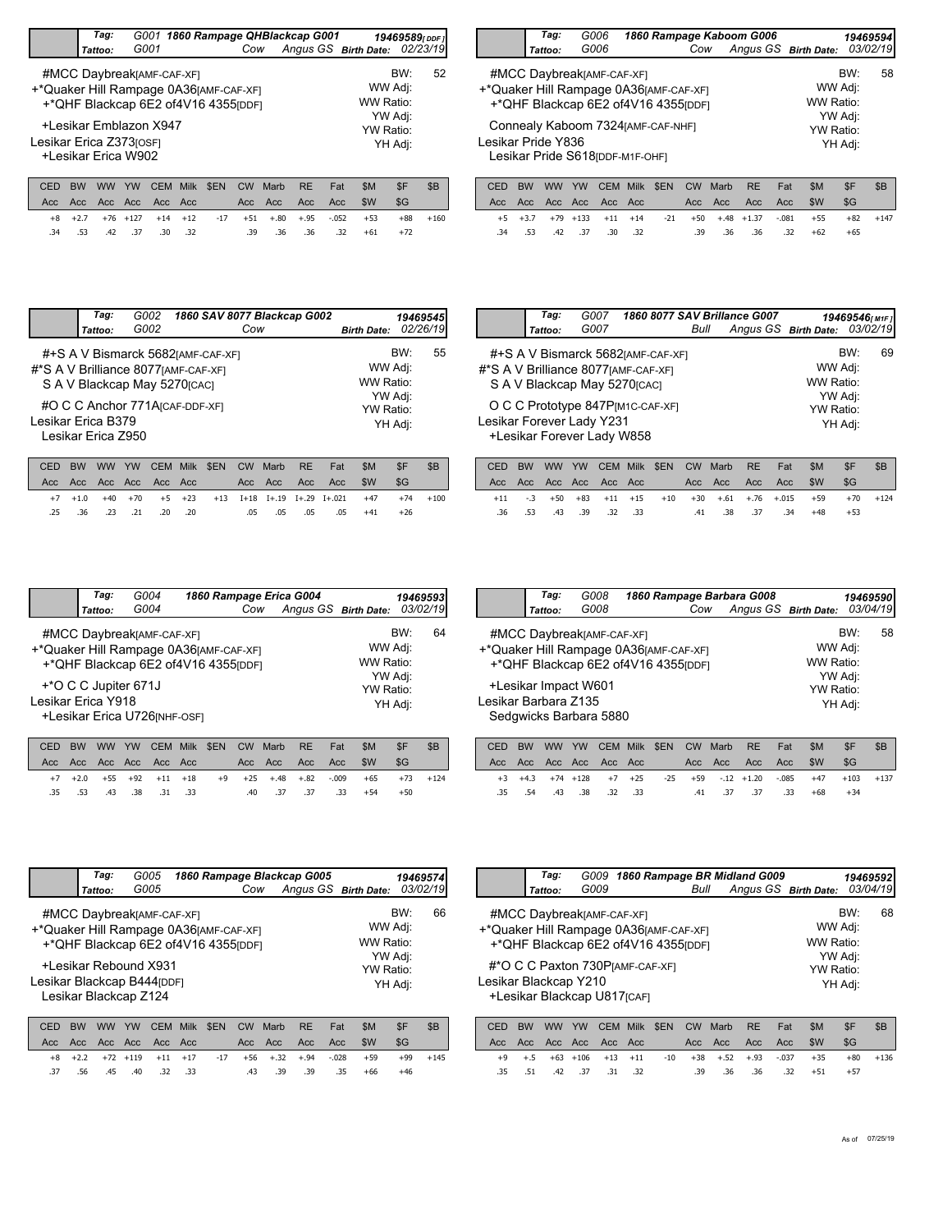## Tag: G001 — 1860 Rampage QHBlackcap G001 — 19469589[DDF]

Tattoo: G001 — Cow — Angus GS — Birth Date: 02/23/19

#MCC Daybreak[AMF-CAF-XF]
+*Quaker Hill Rampage 0A36[AMF-CAF-XF]
+*QHF Blackcap 6E2 of4V16 4355[DDF]

+Lesikar Emblazon X947
Lesikar Erica Z373[OSF]
+Lesikar Erica W902

BW: 52
WW Adj:
WW Ratio:
YW Adj:
YW Ratio:
YH Adj:

| CED | BW | WW | YW | CEM | Milk | $EN | CW | Marb | RE | Fat | $M | $F | $B |
|---|---|---|---|---|---|---|---|---|---|---|---|---|---|
| Acc | Acc | Acc | Acc | Acc | Acc | | Acc | Acc | Acc | Acc | $W | $G | |
| +8 | +2.7 | +76 | +127 | +14 | +12 | -17 | +51 | +.80 | +.95 | -.052 | +53 | +88 | +160 |
| .34 | .53 | .42 | .37 | .30 | .32 | | .39 | .36 | .36 | .32 | +61 | +72 | |

## Tag: G006 — 1860 Rampage Kaboom G006 — 19469594

Tattoo: G006 — Cow — Angus GS — Birth Date: 03/02/19

#MCC Daybreak[AMF-CAF-XF]
+*Quaker Hill Rampage 0A36[AMF-CAF-XF]
+*QHF Blackcap 6E2 of4V16 4355[DDF]

Connealy Kaboom 7324[AMF-CAF-NHF]
Lesikar Pride Y836
Lesikar Pride S618[DDF-M1F-OHF]

BW: 58
WW Adj:
WW Ratio:
YW Adj:
YW Ratio:
YH Adj:

| CED | BW | WW | YW | CEM | Milk | $EN | CW | Marb | RE | Fat | $M | $F | $B |
|---|---|---|---|---|---|---|---|---|---|---|---|---|---|
| Acc | Acc | Acc | Acc | Acc | Acc | | Acc | Acc | Acc | Acc | $W | $G | |
| +5 | +3.7 | +79 | +133 | +11 | +14 | -21 | +50 | +.48 | +1.37 | -.081 | +55 | +82 | +147 |
| .34 | .53 | .42 | .37 | .30 | .32 | | .39 | .36 | .36 | .32 | +62 | +65 | |

## Tag: G002 — 1860 SAV 8077 Blackcap G002 — 19469545

Tattoo: G002 — Cow — Birth Date: 02/26/19

#+S A V Bismarck 5682[AMF-CAF-XF]
#*S A V Brilliance 8077[AMF-CAF-XF]
S A V Blackcap May 5270[CAC]

#O C C Anchor 771A[CAF-DDF-XF]
Lesikar Erica B379
Lesikar Erica Z950

BW: 55
WW Adj:
WW Ratio:
YW Adj:
YW Ratio:
YH Adj:

| CED | BW | WW | YW | CEM | Milk | $EN | CW | Marb | RE | Fat | $M | $F | $B |
|---|---|---|---|---|---|---|---|---|---|---|---|---|---|
| Acc | Acc | Acc | Acc | Acc | Acc | | Acc | Acc | Acc | Acc | $W | $G | |
| +7 | +1.0 | +40 | +70 | +5 | +23 | +13 | I+18 | I+.19 | I+.29 | I+.021 | +47 | +74 | +100 |
| .25 | .36 | .23 | .21 | .20 | .20 | | .05 | .05 | .05 | .05 | +41 | +26 | |

## Tag: G007 — 1860 8077 SAV Brillance G007 — 19469546[M1F]

Tattoo: G007 — Bull — Angus GS — Birth Date: 03/02/19

#+S A V Bismarck 5682[AMF-CAF-XF]
#*S A V Brilliance 8077[AMF-CAF-XF]
S A V Blackcap May 5270[CAC]

O C C Prototype 847P[M1C-CAF-XF]
Lesikar Forever Lady Y231
+Lesikar Forever Lady W858

BW: 69
WW Adj:
WW Ratio:
YW Adj:
YW Ratio:
YH Adj:

| CED | BW | WW | YW | CEM | Milk | $EN | CW | Marb | RE | Fat | $M | $F | $B |
|---|---|---|---|---|---|---|---|---|---|---|---|---|---|
| Acc | Acc | Acc | Acc | Acc | Acc | | Acc | Acc | Acc | Acc | $W | $G | |
| +11 | -.3 | +50 | +83 | +11 | +15 | +10 | +30 | +.61 | +.76 | +.015 | +59 | +70 | +124 |
| .36 | .53 | .43 | .39 | .32 | .33 | | .41 | .38 | .37 | .34 | +48 | +53 | |

## Tag: G004 — 1860 Rampage Erica G004 — 19469593

Tattoo: G004 — Cow — Angus GS — Birth Date: 03/02/19

#MCC Daybreak[AMF-CAF-XF]
+*Quaker Hill Rampage 0A36[AMF-CAF-XF]
+*QHF Blackcap 6E2 of4V16 4355[DDF]

+*O C C Jupiter 671J
Lesikar Erica Y918
+Lesikar Erica U726[NHF-OSF]

BW: 64
WW Adj:
WW Ratio:
YW Adj:
YW Ratio:
YH Adj:

| CED | BW | WW | YW | CEM | Milk | $EN | CW | Marb | RE | Fat | $M | $F | $B |
|---|---|---|---|---|---|---|---|---|---|---|---|---|---|
| Acc | Acc | Acc | Acc | Acc | Acc | | Acc | Acc | Acc | Acc | $W | $G | |
| +7 | +2.0 | +55 | +92 | +11 | +18 | +9 | +25 | +.48 | +.82 | -.009 | +65 | +73 | +124 |
| .35 | .53 | .43 | .38 | .31 | .33 | | .40 | .37 | .37 | .33 | +54 | +50 | |

## Tag: G008 — 1860 Rampage Barbara G008 — 19469590

Tattoo: G008 — Cow — Angus GS — Birth Date: 03/04/19

#MCC Daybreak[AMF-CAF-XF]
+*Quaker Hill Rampage 0A36[AMF-CAF-XF]
+*QHF Blackcap 6E2 of4V16 4355[DDF]

+Lesikar Impact W601
Lesikar Barbara Z135
Sedgwicks Barbara 5880

BW: 58
WW Adj:
WW Ratio:
YW Adj:
YW Ratio:
YH Adj:

| CED | BW | WW | YW | CEM | Milk | $EN | CW | Marb | RE | Fat | $M | $F | $B |
|---|---|---|---|---|---|---|---|---|---|---|---|---|---|
| Acc | Acc | Acc | Acc | Acc | Acc | | Acc | Acc | Acc | Acc | $W | $G | |
| +3 | +4.3 | +74 | +128 | +7 | +25 | -25 | +59 | -.12 | +1.20 | -.085 | +47 | +103 | +137 |
| .35 | .54 | .43 | .38 | .32 | .33 | | .41 | .37 | .37 | .33 | +68 | +34 | |

## Tag: G005 — 1860 Rampage Blackcap G005 — 19469574

Tattoo: G005 — Cow — Angus GS — Birth Date: 03/02/19

#MCC Daybreak[AMF-CAF-XF]
+*Quaker Hill Rampage 0A36[AMF-CAF-XF]
+*QHF Blackcap 6E2 of4V16 4355[DDF]

+Lesikar Rebound X931
Lesikar Blackcap B444[DDF]
Lesikar Blackcap Z124

BW: 66
WW Adj:
WW Ratio:
YW Adj:
YW Ratio:
YH Adj:

| CED | BW | WW | YW | CEM | Milk | $EN | CW | Marb | RE | Fat | $M | $F | $B |
|---|---|---|---|---|---|---|---|---|---|---|---|---|---|
| Acc | Acc | Acc | Acc | Acc | Acc | | Acc | Acc | Acc | Acc | $W | $G | |
| +8 | +2.2 | +72 | +119 | +11 | +17 | -17 | +56 | +.32 | +.94 | -.028 | +59 | +99 | +145 |
| .37 | .56 | .45 | .40 | .32 | .33 | | .43 | .39 | .39 | .35 | +66 | +46 | |

## Tag: G009 — 1860 Rampage BR Midland G009 — 19469592

Tattoo: G009 — Bull — Angus GS — Birth Date: 03/04/19

#MCC Daybreak[AMF-CAF-XF]
+*Quaker Hill Rampage 0A36[AMF-CAF-XF]
+*QHF Blackcap 6E2 of4V16 4355[DDF]

#*O C C Paxton 730P[AMF-CAF-XF]
Lesikar Blackcap Y210
+Lesikar Blackcap U817[CAF]

BW: 68
WW Adj:
WW Ratio:
YW Adj:
YW Ratio:
YH Adj:

| CED | BW | WW | YW | CEM | Milk | $EN | CW | Marb | RE | Fat | $M | $F | $B |
|---|---|---|---|---|---|---|---|---|---|---|---|---|---|
| Acc | Acc | Acc | Acc | Acc | Acc | | Acc | Acc | Acc | Acc | $W | $G | |
| +9 | +.5 | +63 | +106 | +13 | +11 | -10 | +38 | +.52 | +.93 | -.037 | +35 | +80 | +136 |
| .35 | .51 | .42 | .37 | .31 | .32 | | .39 | .36 | .36 | .32 | +51 | +57 | |

As of 07/25/19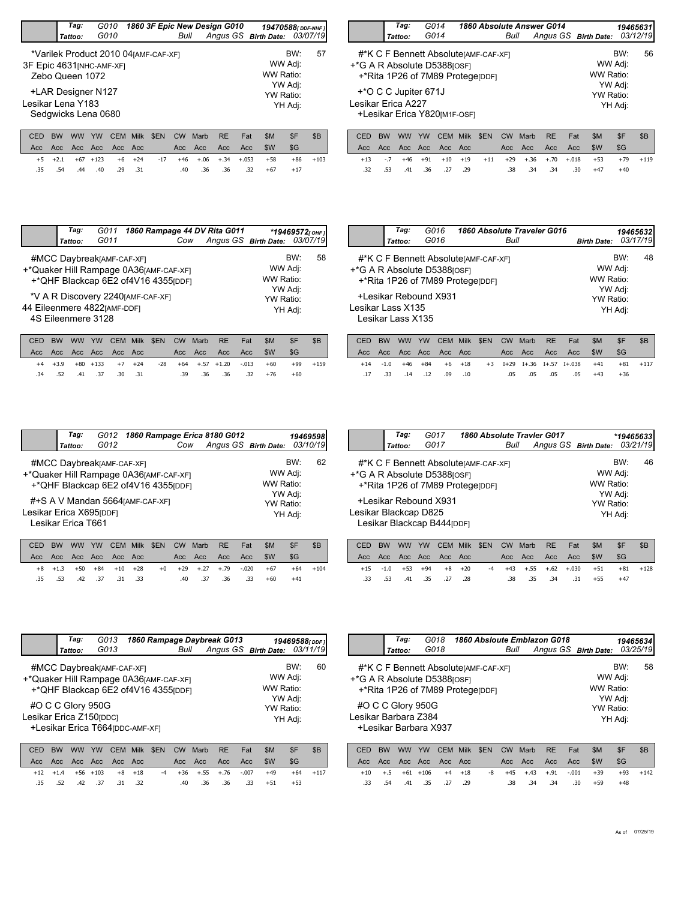**Tag:** G010 **Tattoo:** G010 — **1860 3F Epic New Design G010** — Bull — Angus GS — 19470588[DDF-NHF] — **Birth Date:** 03/07/19

*Varilek Product 2010 04[AMF-CAF-XF]
3F Epic 4631[NHC-AMF-XF]
Zebo Queen 1072
+LAR Designer N127
Lesikar Lena Y183
Sedgwicks Lena 0680

BW: 57
WW Adj:
WW Ratio:
YW Adj:
YW Ratio:
YH Adj:

| CED | BW | WW | YW | CEM | Milk | $EN | CW | Marb | RE | Fat | $M | $F | $B |
|---|---|---|---|---|---|---|---|---|---|---|---|---|---|
| Acc | Acc | Acc | Acc | Acc | Acc | | Acc | Acc | Acc | Acc | $W | $G | |
| +5 | +2.1 | +67 | +123 | +6 | +24 | -17 | +46 | +.06 | +.34 | +.053 | +58 | +86 | +103 |
| .35 | .54 | .44 | .40 | .29 | .31 | | .40 | .36 | .36 | .32 | +67 | +17 | |

**Tag:** G011 **Tattoo:** G011 — **1860 Rampage 44 DV Rita G011** — Cow — Angus GS — *19469572[OHF] — **Birth Date:** 03/07/19

#MCC Daybreak[AMF-CAF-XF]
+*Quaker Hill Rampage 0A36[AMF-CAF-XF]
+*QHF Blackcap 6E2 of4V16 4355[DDF]
*V A R Discovery 2240[AMF-CAF-XF]
44 Eileenmere 4822[AMF-DDF]
4S Eileenmere 3128

BW: 58
WW Adj:
WW Ratio:
YW Adj:
YW Ratio:
YH Adj:

| CED | BW | WW | YW | CEM | Milk | $EN | CW | Marb | RE | Fat | $M | $F | $B |
|---|---|---|---|---|---|---|---|---|---|---|---|---|---|
| Acc | Acc | Acc | Acc | Acc | Acc | | Acc | Acc | Acc | Acc | $W | $G | |
| +4 | +3.9 | +80 | +133 | +7 | +24 | -28 | +64 | +.57 | +1.20 | -.013 | +60 | +99 | +159 |
| .34 | .52 | .41 | .37 | .30 | .31 | | .39 | .36 | .36 | .32 | +76 | +60 | |

**Tag:** G012 **Tattoo:** G012 — **1860 Rampage Erica 8180 G012** — Cow — Angus GS — 19469598 — **Birth Date:** 03/10/19

#MCC Daybreak[AMF-CAF-XF]
+*Quaker Hill Rampage 0A36[AMF-CAF-XF]
+*QHF Blackcap 6E2 of4V16 4355[DDF]
#+S A V Mandan 5664[AMF-CAF-XF]
Lesikar Erica X695[DDF]
Lesikar Erica T661

BW: 62
WW Adj:
WW Ratio:
YW Adj:
YW Ratio:
YH Adj:

| CED | BW | WW | YW | CEM | Milk | $EN | CW | Marb | RE | Fat | $M | $F | $B |
|---|---|---|---|---|---|---|---|---|---|---|---|---|---|
| Acc | Acc | Acc | Acc | Acc | Acc | | Acc | Acc | Acc | Acc | $W | $G | |
| +8 | +1.3 | +50 | +84 | +10 | +28 | +0 | +29 | +.27 | +.79 | -.020 | +67 | +64 | +104 |
| .35 | .53 | .42 | .37 | .31 | .33 | | .40 | .37 | .36 | .33 | +60 | +41 | |

**Tag:** G013 **Tattoo:** G013 — **1860 Rampage Daybreak G013** — Bull — Angus GS — 19469588[DDF] — **Birth Date:** 03/11/19

#MCC Daybreak[AMF-CAF-XF]
+*Quaker Hill Rampage 0A36[AMF-CAF-XF]
+*QHF Blackcap 6E2 of4V16 4355[DDF]
#O C C Glory 950G
Lesikar Erica Z150[DDC]
+Lesikar Erica T664[DDC-AMF-XF]

BW: 60
WW Adj:
WW Ratio:
YW Adj:
YW Ratio:
YH Adj:

| CED | BW | WW | YW | CEM | Milk | $EN | CW | Marb | RE | Fat | $M | $F | $B |
|---|---|---|---|---|---|---|---|---|---|---|---|---|---|
| Acc | Acc | Acc | Acc | Acc | Acc | | Acc | Acc | Acc | Acc | $W | $G | |
| +12 | +1.4 | +56 | +103 | +8 | +18 | -4 | +36 | +.55 | +.76 | -.007 | +49 | +64 | +117 |
| .35 | .52 | .42 | .37 | .31 | .32 | | .40 | .36 | .36 | .33 | +51 | +53 | |

**Tag:** G014 **Tattoo:** G014 — **1860 Absolute Answer G014** — Bull — Angus GS — 19465631 — **Birth Date:** 03/12/19

#*K C F Bennett Absolute[AMF-CAF-XF]
+*G A R Absolute D5388[OSF]
+*Rita 1P26 of 7M89 Protege[DDF]
+*O C C Jupiter 671J
Lesikar Erica A227
+Lesikar Erica Y820[M1F-OSF]

BW: 56
WW Adj:
WW Ratio:
YW Adj:
YW Ratio:
YH Adj:

| CED | BW | WW | YW | CEM | Milk | $EN | CW | Marb | RE | Fat | $M | $F | $B |
|---|---|---|---|---|---|---|---|---|---|---|---|---|---|
| Acc | Acc | Acc | Acc | Acc | Acc | | Acc | Acc | Acc | Acc | $W | $G | |
| +13 | -.7 | +46 | +91 | +10 | +19 | +11 | +29 | +.36 | +.70 | +.018 | +53 | +79 | +119 |
| .32 | .53 | .41 | .36 | .27 | .29 | | .38 | .34 | .34 | .30 | +47 | +40 | |

**Tag:** G016 **Tattoo:** G016 — **1860 Absolute Traveler G016** — Bull — 19465632 — **Birth Date:** 03/17/19

#*K C F Bennett Absolute[AMF-CAF-XF]
+*G A R Absolute D5388[OSF]
+*Rita 1P26 of 7M89 Protege[DDF]
+Lesikar Rebound X931
Lesikar Lass X135
Lesikar Lass X135

BW: 48
WW Adj:
WW Ratio:
YW Adj:
YW Ratio:
YH Adj:

| CED | BW | WW | YW | CEM | Milk | $EN | CW | Marb | RE | Fat | $M | $F | $B |
|---|---|---|---|---|---|---|---|---|---|---|---|---|---|
| Acc | Acc | Acc | Acc | Acc | Acc | | Acc | Acc | Acc | Acc | $W | $G | |
| +14 | -1.0 | +46 | +84 | +6 | +18 | +3 | I+29 | I+.36 | I+.57 | I+.038 | +41 | +81 | +117 |
| .17 | .33 | .14 | .12 | .09 | .10 | | .05 | .05 | .05 | .05 | +43 | +36 | |

**Tag:** G017 **Tattoo:** G017 — **1860 Absolute Travler G017** — Bull — Angus GS — *19465633 — **Birth Date:** 03/21/19

#*K C F Bennett Absolute[AMF-CAF-XF]
+*G A R Absolute D5388[OSF]
+*Rita 1P26 of 7M89 Protege[DDF]
+Lesikar Rebound X931
Lesikar Blackcap D825
Lesikar Blackcap B444[DDF]

BW: 46
WW Adj:
WW Ratio:
YW Adj:
YW Ratio:
YH Adj:

| CED | BW | WW | YW | CEM | Milk | $EN | CW | Marb | RE | Fat | $M | $F | $B |
|---|---|---|---|---|---|---|---|---|---|---|---|---|---|
| Acc | Acc | Acc | Acc | Acc | Acc | | Acc | Acc | Acc | Acc | $W | $G | |
| +15 | -1.0 | +53 | +94 | +8 | +20 | -4 | +43 | +.55 | +.62 | +.030 | +51 | +81 | +128 |
| .33 | .53 | .41 | .35 | .27 | .28 | | .38 | .35 | .34 | .31 | +55 | +47 | |

**Tag:** G018 **Tattoo:** G018 — **1860 Absloute Emblazon G018** — Bull — Angus GS — 19465634 — **Birth Date:** 03/25/19

#*K C F Bennett Absolute[AMF-CAF-XF]
+*G A R Absolute D5388[OSF]
+*Rita 1P26 of 7M89 Protege[DDF]
#O C C Glory 950G
Lesikar Barbara Z384
+Lesikar Barbara X937

BW: 58
WW Adj:
WW Ratio:
YW Adj:
YW Ratio:
YH Adj:

| CED | BW | WW | YW | CEM | Milk | $EN | CW | Marb | RE | Fat | $M | $F | $B |
|---|---|---|---|---|---|---|---|---|---|---|---|---|---|
| Acc | Acc | Acc | Acc | Acc | Acc | | Acc | Acc | Acc | Acc | $W | $G | |
| +10 | +.5 | +61 | +106 | +4 | +18 | -8 | +45 | +.43 | +.91 | -.001 | +39 | +93 | +142 |
| .33 | .54 | .41 | .35 | .27 | .29 | | .38 | .34 | .34 | .30 | +59 | +48 | |

As of 07/25/19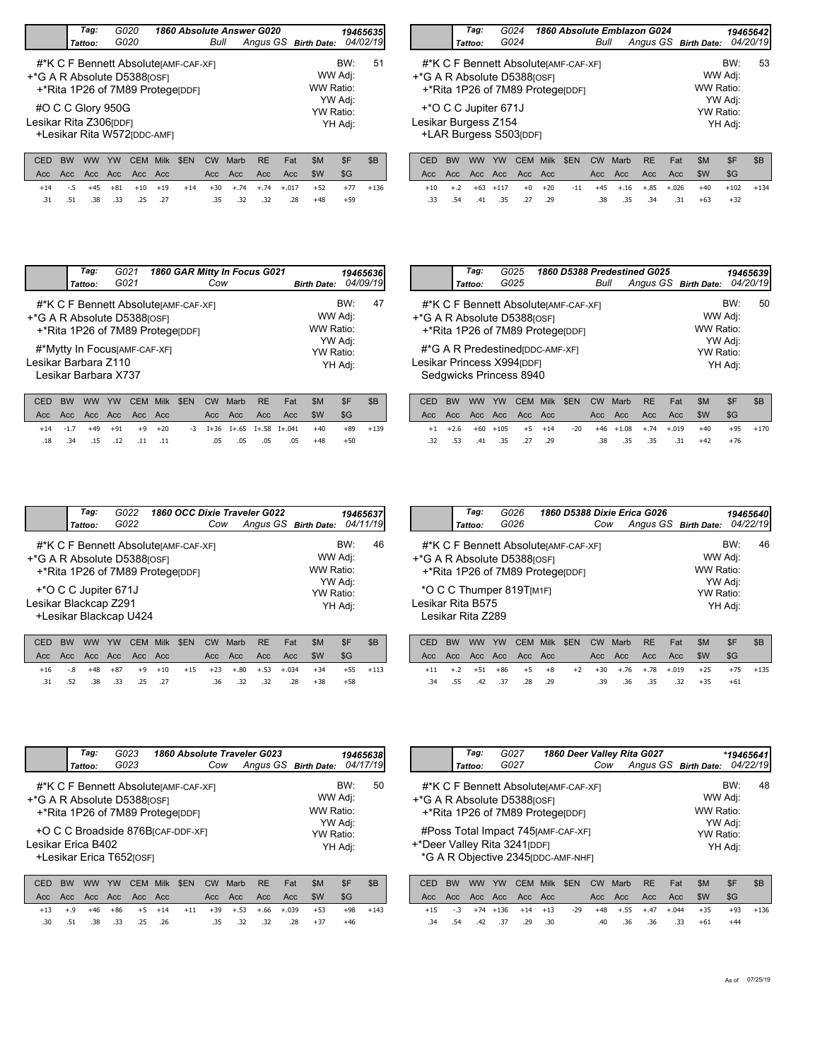## 1860 Absolute Answer G020

**Tag:** G020 | **Tattoo:** G020 | Bull | Angus GS | **Birth Date:** 04/02/19 | 19465635

#*K C F Bennett Absolute[AMF-CAF-XF]
+*G A R Absolute D5388[OSF]
+*Rita 1P26 of 7M89 Protege[DDF]
#O C C Glory 950G
Lesikar Rita Z306[DDF]
+Lesikar Rita W572[DDC-AMF]

BW: 51
WW Adj:
WW Ratio:
YW Adj:
YW Ratio:
YH Adj:

| CED | BW | WW | YW | CEM | Milk | $EN | CW | Marb | RE | Fat | $M | $F | $B |
|---|---|---|---|---|---|---|---|---|---|---|---|---|---|
| Acc | Acc | Acc | Acc | Acc | Acc | | Acc | Acc | Acc | Acc | $W | $G | |
| +14 | -.5 | +45 | +81 | +10 | +19 | +14 | +30 | +.74 | +.74 | +.017 | +52 | +77 | +136 |
| .31 | .51 | .38 | .33 | .25 | .27 | | .35 | .32 | .32 | .28 | +48 | +59 | |

## 1860 GAR Mitty In Focus G021

**Tag:** G021 | **Tattoo:** G021 | Cow | **Birth Date:** 04/09/19 | 19465636

#*K C F Bennett Absolute[AMF-CAF-XF]
+*G A R Absolute D5388[OSF]
+*Rita 1P26 of 7M89 Protege[DDF]
#*Mytty In Focus[AMF-CAF-XF]
Lesikar Barbara Z110
Lesikar Barbara X737

BW: 47
WW Adj:
WW Ratio:
YW Adj:
YW Ratio:
YH Adj:

| CED | BW | WW | YW | CEM | Milk | $EN | CW | Marb | RE | Fat | $M | $F | $B |
|---|---|---|---|---|---|---|---|---|---|---|---|---|---|
| Acc | Acc | Acc | Acc | Acc | Acc | | Acc | Acc | Acc | Acc | $W | $G | |
| +14 | -1.7 | +49 | +91 | +9 | +20 | -3 | I+36 | I+.65 | I+.58 | I+.041 | +40 | +89 | +139 |
| .18 | .34 | .15 | .12 | .11 | .11 | | .05 | .05 | .05 | .05 | +48 | +50 | |

## 1860 OCC Dixie Traveler G022

**Tag:** G022 | **Tattoo:** G022 | Cow | Angus GS | **Birth Date:** 04/11/19 | 19465637

#*K C F Bennett Absolute[AMF-CAF-XF]
+*G A R Absolute D5388[OSF]
+*Rita 1P26 of 7M89 Protege[DDF]
+*O C C Jupiter 671J
Lesikar Blackcap Z291
+Lesikar Blackcap U424

BW: 46
WW Adj:
WW Ratio:
YW Adj:
YW Ratio:
YH Adj:

| CED | BW | WW | YW | CEM | Milk | $EN | CW | Marb | RE | Fat | $M | $F | $B |
|---|---|---|---|---|---|---|---|---|---|---|---|---|---|
| Acc | Acc | Acc | Acc | Acc | Acc | | Acc | Acc | Acc | Acc | $W | $G | |
| +16 | -.8 | +48 | +87 | +9 | +10 | +15 | +23 | +.80 | +.53 | +.034 | +34 | +55 | +113 |
| .31 | .52 | .38 | .33 | .25 | .27 | | .36 | .32 | .32 | .28 | +38 | +58 | |

## 1860 Absolute Traveler G023

**Tag:** G023 | **Tattoo:** G023 | Cow | Angus GS | **Birth Date:** 04/17/19 | 19465638

#*K C F Bennett Absolute[AMF-CAF-XF]
+*G A R Absolute D5388[OSF]
+*Rita 1P26 of 7M89 Protege[DDF]
+O C C Broadside 876B[CAF-DDF-XF]
Lesikar Erica B402
+Lesikar Erica T652[OSF]

BW: 50
WW Adj:
WW Ratio:
YW Adj:
YW Ratio:
YH Adj:

| CED | BW | WW | YW | CEM | Milk | $EN | CW | Marb | RE | Fat | $M | $F | $B |
|---|---|---|---|---|---|---|---|---|---|---|---|---|---|
| Acc | Acc | Acc | Acc | Acc | Acc | | Acc | Acc | Acc | Acc | $W | $G | |
| +13 | +.9 | +46 | +86 | +5 | +14 | +11 | +39 | +.53 | +.66 | +.039 | +53 | +98 | +143 |
| .30 | .51 | .38 | .33 | .25 | .26 | | .35 | .32 | .32 | .28 | +37 | +46 | |

## 1860 Absolute Emblazon G024

**Tag:** G024 | **Tattoo:** G024 | Bull | Angus GS | **Birth Date:** 04/20/19 | 19465642

#*K C F Bennett Absolute[AMF-CAF-XF]
+*G A R Absolute D5388[OSF]
+*Rita 1P26 of 7M89 Protege[DDF]
+*O C C Jupiter 671J
Lesikar Burgess Z154
+LAR Burgess S503[DDF]

BW: 53
WW Adj:
WW Ratio:
YW Adj:
YW Ratio:
YH Adj:

| CED | BW | WW | YW | CEM | Milk | $EN | CW | Marb | RE | Fat | $M | $F | $B |
|---|---|---|---|---|---|---|---|---|---|---|---|---|---|
| Acc | Acc | Acc | Acc | Acc | Acc | | Acc | Acc | Acc | Acc | $W | $G | |
| +10 | +.2 | +63 | +117 | +0 | +20 | -11 | +45 | +.16 | +.85 | +.026 | +40 | +102 | +134 |
| .33 | .54 | .41 | .35 | .27 | .29 | | .38 | .35 | .34 | .31 | +63 | +32 | |

## 1860 D5388 Predestined G025

**Tag:** G025 | **Tattoo:** G025 | Bull | Angus GS | **Birth Date:** 04/20/19 | 19465639

#*K C F Bennett Absolute[AMF-CAF-XF]
+*G A R Absolute D5388[OSF]
+*Rita 1P26 of 7M89 Protege[DDF]
#*G A R Predestined[DDC-AMF-XF]
Lesikar Princess X994[DDF]
Sedgwicks Princess 8940

BW: 50
WW Adj:
WW Ratio:
YW Adj:
YW Ratio:
YH Adj:

| CED | BW | WW | YW | CEM | Milk | $EN | CW | Marb | RE | Fat | $M | $F | $B |
|---|---|---|---|---|---|---|---|---|---|---|---|---|---|
| Acc | Acc | Acc | Acc | Acc | Acc | | Acc | Acc | Acc | Acc | $W | $G | |
| +1 | +2.6 | +60 | +105 | +5 | +14 | -20 | +46 | +1.08 | +.74 | +.019 | +40 | +95 | +170 |
| .32 | .53 | .41 | .35 | .27 | .29 | | .38 | .35 | .35 | .31 | +42 | +76 | |

## 1860 D5388 Dixie Erica G026

**Tag:** G026 | **Tattoo:** G026 | Cow | Angus GS | **Birth Date:** 04/22/19 | 19465640

#*K C F Bennett Absolute[AMF-CAF-XF]
+*G A R Absolute D5388[OSF]
+*Rita 1P26 of 7M89 Protege[DDF]
*O C C Thumper 819T[M1F]
Lesikar Rita B575
Lesikar Rita Z289

BW: 46
WW Adj:
WW Ratio:
YW Adj:
YW Ratio:
YH Adj:

| CED | BW | WW | YW | CEM | Milk | $EN | CW | Marb | RE | Fat | $M | $F | $B |
|---|---|---|---|---|---|---|---|---|---|---|---|---|---|
| Acc | Acc | Acc | Acc | Acc | Acc | | Acc | Acc | Acc | Acc | $W | $G | |
| +11 | +.2 | +51 | +86 | +5 | +8 | +2 | +30 | +.76 | +.78 | +.019 | +25 | +75 | +135 |
| .34 | .55 | .42 | .37 | .28 | .29 | | .39 | .36 | .35 | .32 | +35 | +61 | |

## 1860 Deer Valley Rita G027

**Tag:** G027 | **Tattoo:** G027 | Cow | Angus GS | **Birth Date:** 04/22/19 | *19465641

#*K C F Bennett Absolute[AMF-CAF-XF]
+*G A R Absolute D5388[OSF]
+*Rita 1P26 of 7M89 Protege[DDF]
#Poss Total Impact 745[AMF-CAF-XF]
+*Deer Valley Rita 3241[DDF]
*G A R Objective 2345[DDC-AMF-NHF]

BW: 48
WW Adj:
WW Ratio:
YW Adj:
YW Ratio:
YH Adj:

| CED | BW | WW | YW | CEM | Milk | $EN | CW | Marb | RE | Fat | $M | $F | $B |
|---|---|---|---|---|---|---|---|---|---|---|---|---|---|
| Acc | Acc | Acc | Acc | Acc | Acc | | Acc | Acc | Acc | Acc | $W | $G | |
| +15 | -.3 | +74 | +136 | +14 | +13 | -29 | +48 | +.55 | +.47 | +.044 | +35 | +93 | +136 |
| .34 | .54 | .42 | .37 | .29 | .30 | | .40 | .36 | .36 | .33 | +61 | +44 | |

As of 07/25/19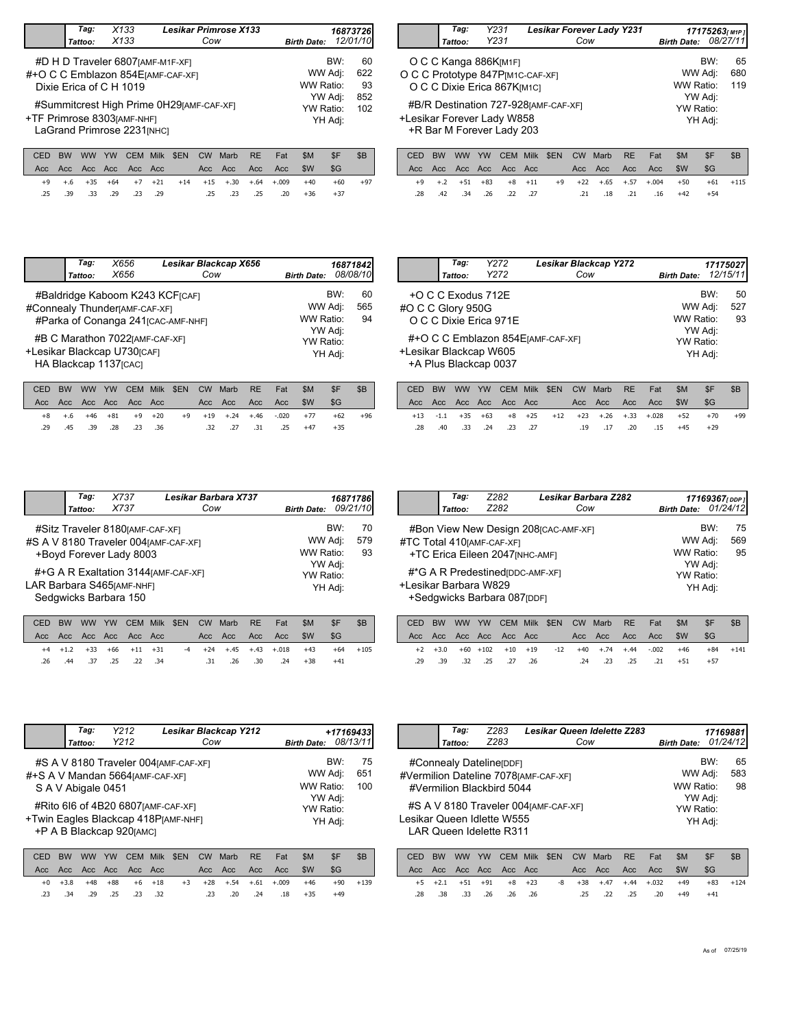## Lesikar Primrose X133

| Tag: | X133 | Cow | | 16873726 |
|---|---|---|---|---|
| Tattoo: | X133 | | Birth Date: | 12/01/10 |

#D H D Traveler 6807[AMF-M1F-XF]
#+O C C Emblazon 854E[AMF-CAF-XF]
Dixie Erica of C H 1019
#Summitcrest High Prime 0H29[AMF-CAF-XF]
+TF Primrose 8303[AMF-NHF]
LaGrand Primrose 2231[NHC]

| BW: | 60 |
|---|---|
| WW Adj: | 622 |
| WW Ratio: | 93 |
| YW Adj: | 852 |
| YW Ratio: | 102 |
| YH Adj: | |

| CED | BW | WW | YW | CEM | Milk | $EN | CW | Marb | RE | Fat | $M | $F | $B |
|---|---|---|---|---|---|---|---|---|---|---|---|---|---|
| Acc | Acc | Acc | Acc | Acc | Acc | | Acc | Acc | Acc | Acc | $W | $G | |
| +9 | +.6 | +35 | +64 | +7 | +21 | +14 | +15 | +.30 | +.64 | +.009 | +40 | +60 | +97 |
| .25 | .39 | .33 | .29 | .23 | .29 | | .25 | .23 | .25 | .20 | +36 | +37 | |

## Lesikar Forever Lady Y231

| Tag: | Y231 | Cow | | 17175263[M1P] |
|---|---|---|---|---|
| Tattoo: | Y231 | | Birth Date: | 08/27/11 |

O C C Kanga 886K[M1F]
O C C Prototype 847P[M1C-CAF-XF]
O C C Dixie Erica 867K[M1C]
#B/R Destination 727-928[AMF-CAF-XF]
+Lesikar Forever Lady W858
+R Bar M Forever Lady 203

| BW: | 65 |
|---|---|
| WW Adj: | 680 |
| WW Ratio: | 119 |
| YW Adj: | |
| YW Ratio: | |
| YH Adj: | |

| CED | BW | WW | YW | CEM | Milk | $EN | CW | Marb | RE | Fat | $M | $F | $B |
|---|---|---|---|---|---|---|---|---|---|---|---|---|---|
| Acc | Acc | Acc | Acc | Acc | Acc | | Acc | Acc | Acc | Acc | $W | $G | |
| +9 | +.2 | +51 | +83 | +8 | +11 | +9 | +22 | +.65 | +.57 | +.004 | +50 | +61 | +115 |
| .28 | .42 | .34 | .26 | .22 | .27 | | .21 | .18 | .21 | .16 | +42 | +54 | |

## Lesikar Blackcap X656

| Tag: | X656 | Cow | | 16871842 |
|---|---|---|---|---|
| Tattoo: | X656 | | Birth Date: | 08/08/10 |

#Baldridge Kaboom K243 KCF[CAF]
#Connealy Thunder[AMF-CAF-XF]
#Parka of Conanga 241[CAC-AMF-NHF]
#B C Marathon 7022[AMF-CAF-XF]
+Lesikar Blackcap U730[CAF]
HA Blackcap 1137[CAC]

| BW: | 60 |
|---|---|
| WW Adj: | 565 |
| WW Ratio: | 94 |
| YW Adj: | |
| YW Ratio: | |
| YH Adj: | |

| CED | BW | WW | YW | CEM | Milk | $EN | CW | Marb | RE | Fat | $M | $F | $B |
|---|---|---|---|---|---|---|---|---|---|---|---|---|---|
| Acc | Acc | Acc | Acc | Acc | Acc | | Acc | Acc | Acc | Acc | $W | $G | |
| +8 | +.6 | +46 | +81 | +9 | +20 | +9 | +19 | +.24 | +.46 | -.020 | +77 | +62 | +96 |
| .29 | .45 | .39 | .28 | .23 | .36 | | .32 | .27 | .31 | .25 | +47 | +35 | |

## Lesikar Blackcap Y272

| Tag: | Y272 | Cow | | 17175027 |
|---|---|---|---|---|
| Tattoo: | Y272 | | Birth Date: | 12/15/11 |

+O C C Exodus 712E
#O C C Glory 950G
O C C Dixie Erica 971E
#+O C C Emblazon 854E[AMF-CAF-XF]
+Lesikar Blackcap W605
+A Plus Blackcap 0037

| BW: | 50 |
|---|---|
| WW Adj: | 527 |
| WW Ratio: | 93 |
| YW Adj: | |
| YW Ratio: | |
| YH Adj: | |

| CED | BW | WW | YW | CEM | Milk | $EN | CW | Marb | RE | Fat | $M | $F | $B |
|---|---|---|---|---|---|---|---|---|---|---|---|---|---|
| Acc | Acc | Acc | Acc | Acc | Acc | | Acc | Acc | Acc | Acc | $W | $G | |
| +13 | -1.1 | +35 | +63 | +8 | +25 | +12 | +23 | +.26 | +.33 | +.028 | +52 | +70 | +99 |
| .28 | .40 | .33 | .24 | .23 | .27 | | .19 | .17 | .20 | .15 | +45 | +29 | |

## Lesikar Barbara X737

| Tag: | X737 | Cow | | 16871786 |
|---|---|---|---|---|
| Tattoo: | X737 | | Birth Date: | 09/21/10 |

#Sitz Traveler 8180[AMF-CAF-XF]
#S A V 8180 Traveler 004[AMF-CAF-XF]
+Boyd Forever Lady 8003
#+G A R Exaltation 3144[AMF-CAF-XF]
LAR Barbara S465[AMF-NHF]
Sedgwicks Barbara 150

| BW: | 70 |
|---|---|
| WW Adj: | 579 |
| WW Ratio: | 93 |
| YW Adj: | |
| YW Ratio: | |
| YH Adj: | |

| CED | BW | WW | YW | CEM | Milk | $EN | CW | Marb | RE | Fat | $M | $F | $B |
|---|---|---|---|---|---|---|---|---|---|---|---|---|---|
| Acc | Acc | Acc | Acc | Acc | Acc | | Acc | Acc | Acc | Acc | $W | $G | |
| +4 | +1.2 | +33 | +66 | +11 | +31 | -4 | +24 | +.45 | +.43 | +.018 | +43 | +64 | +105 |
| .26 | .44 | .37 | .25 | .22 | .34 | | .31 | .26 | .30 | .24 | +38 | +41 | |

## Lesikar Barbara Z282

| Tag: | Z282 | Cow | | 17169367[DDP] |
|---|---|---|---|---|
| Tattoo: | Z282 | | Birth Date: | 01/24/12 |

#Bon View New Design 208[CAC-AMF-XF]
#TC Total 410[AMF-CAF-XF]
+TC Erica Eileen 2047[NHC-AMF]
#*G A R Predestined[DDC-AMF-XF]
+Lesikar Barbara W829
+Sedgwicks Barbara 087[DDF]

| BW: | 75 |
|---|---|
| WW Adj: | 569 |
| WW Ratio: | 95 |
| YW Adj: | |
| YW Ratio: | |
| YH Adj: | |

| CED | BW | WW | YW | CEM | Milk | $EN | CW | Marb | RE | Fat | $M | $F | $B |
|---|---|---|---|---|---|---|---|---|---|---|---|---|---|
| Acc | Acc | Acc | Acc | Acc | Acc | | Acc | Acc | Acc | Acc | $W | $G | |
| +2 | +3.0 | +60 | +102 | +10 | +19 | -12 | +40 | +.74 | +.44 | -.002 | +46 | +84 | +141 |
| .29 | .39 | .32 | .25 | .27 | .26 | | .24 | .23 | .25 | .21 | +51 | +57 | |

## Lesikar Blackcap Y212

| Tag: | Y212 | Cow | | +17169433 |
|---|---|---|---|---|
| Tattoo: | Y212 | | Birth Date: | 08/13/11 |

#S A V 8180 Traveler 004[AMF-CAF-XF]
#+S A V Mandan 5664[AMF-CAF-XF]
S A V Abigale 0451
#Rito 6I6 of 4B20 6807[AMF-CAF-XF]
+Twin Eagles Blackcap 418P[AMF-NHF]
+P A B Blackcap 920[AMC]

| BW: | 75 |
|---|---|
| WW Adj: | 651 |
| WW Ratio: | 100 |
| YW Adj: | |
| YW Ratio: | |
| YH Adj: | |

| CED | BW | WW | YW | CEM | Milk | $EN | CW | Marb | RE | Fat | $M | $F | $B |
|---|---|---|---|---|---|---|---|---|---|---|---|---|---|
| Acc | Acc | Acc | Acc | Acc | Acc | | Acc | Acc | Acc | Acc | $W | $G | |
| +0 | +3.8 | +48 | +88 | +6 | +18 | +3 | +28 | +.54 | +.61 | +.009 | +46 | +90 | +139 |
| .23 | .34 | .29 | .25 | .23 | .32 | | .23 | .20 | .24 | .18 | +35 | +49 | |

## Lesikar Queen Idelette Z283

| Tag: | Z283 | Cow | | 17169881 |
|---|---|---|---|---|
| Tattoo: | Z283 | | Birth Date: | 01/24/12 |

#Connealy Dateline[DDF]
#Vermilion Dateline 7078[AMF-CAF-XF]
#Vermilion Blackbird 5044
#S A V 8180 Traveler 004[AMF-CAF-XF]
Lesikar Queen Idlette W555
LAR Queen Idelette R311

| BW: | 65 |
|---|---|
| WW Adj: | 583 |
| WW Ratio: | 98 |
| YW Adj: | |
| YW Ratio: | |
| YH Adj: | |

| CED | BW | WW | YW | CEM | Milk | $EN | CW | Marb | RE | Fat | $M | $F | $B |
|---|---|---|---|---|---|---|---|---|---|---|---|---|---|
| Acc | Acc | Acc | Acc | Acc | Acc | | Acc | Acc | Acc | Acc | $W | $G | |
| +5 | +2.1 | +51 | +91 | +8 | +23 | -8 | +38 | +.47 | +.44 | +.032 | +49 | +83 | +124 |
| .28 | .38 | .33 | .26 | .26 | .26 | | .25 | .22 | .25 | .20 | +49 | +41 | |

As of 07/25/19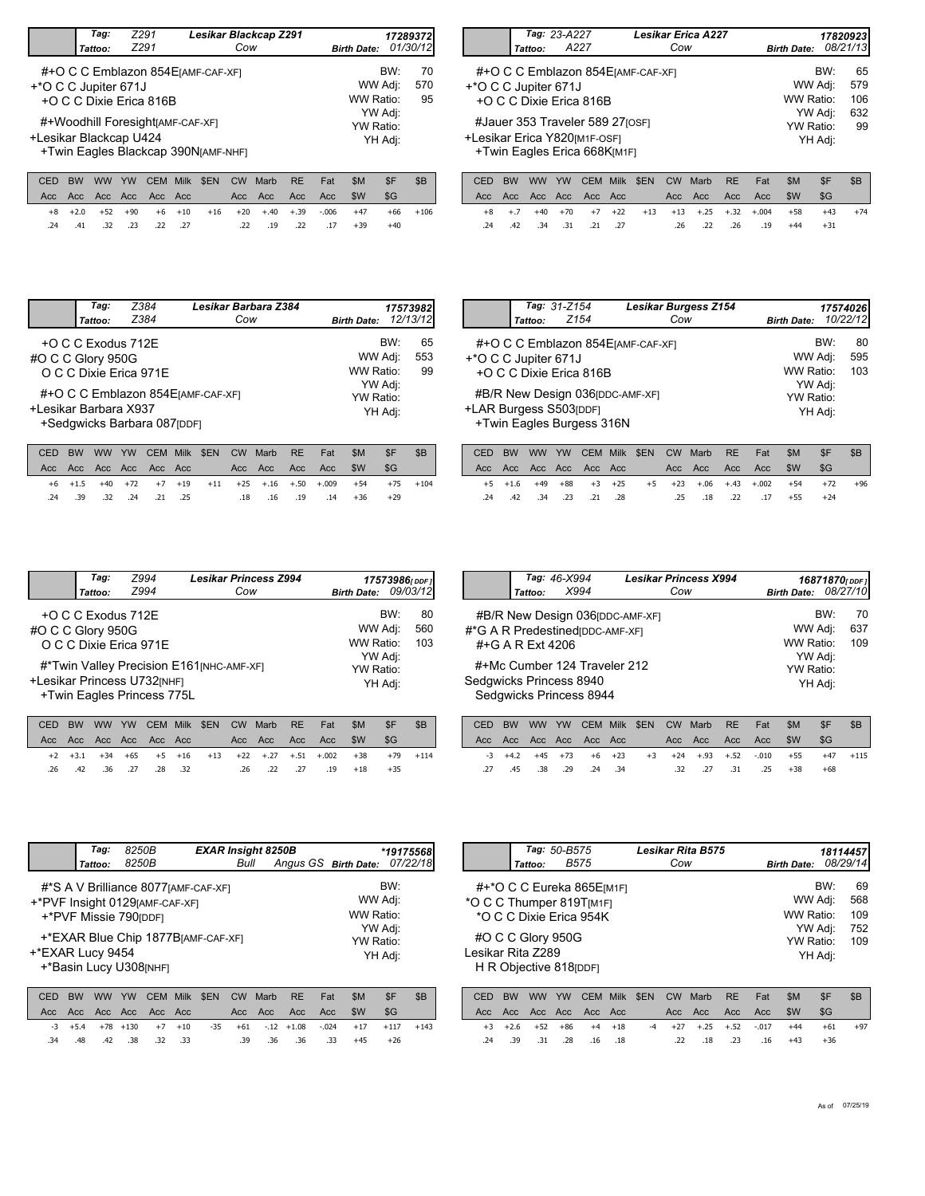## Lesikar Blackcap Z291

**Tag:** Z291 **Tattoo:** Z291 — Cow — **17289372** — **Birth Date:** 01/30/12

#+O C C Emblazon 854E[AMF-CAF-XF]
+*O C C Jupiter 671J
+O C C Dixie Erica 816B
#+Woodhill Foresight[AMF-CAF-XF]
+Lesikar Blackcap U424
+Twin Eagles Blackcap 390N[AMF-NHF]

BW: 70 | WW Adj: 570 | WW Ratio: 95 | YW Adj: | YW Ratio: | YH Adj:

| CED | BW | WW | YW | CEM | Milk | $EN | CW | Marb | RE | Fat | $M | $F | $B |
|---|---|---|---|---|---|---|---|---|---|---|---|---|---|
| Acc | Acc | Acc | Acc | Acc | Acc | | Acc | Acc | Acc | Acc | $W | $G | |
| +8 | +2.0 | +52 | +90 | +6 | +10 | +16 | +20 | +.40 | +.39 | -.006 | +47 | +66 | +106 |
| .24 | .41 | .32 | .23 | .22 | .27 | | .22 | .19 | .22 | .17 | +39 | +40 | |

## Lesikar Erica A227

**Tag:** 23-A227 **Tattoo:** A227 — Cow — **17820923** — **Birth Date:** 08/21/13

#+O C C Emblazon 854E[AMF-CAF-XF]
+*O C C Jupiter 671J
+O C C Dixie Erica 816B
#Jauer 353 Traveler 589 27[OSF]
+Lesikar Erica Y820[M1F-OSF]
+Twin Eagles Erica 668K[M1F]

BW: 65 | WW Adj: 579 | WW Ratio: 106 | YW Adj: 632 | YW Ratio: 99 | YH Adj:

| CED | BW | WW | YW | CEM | Milk | $EN | CW | Marb | RE | Fat | $M | $F | $B |
|---|---|---|---|---|---|---|---|---|---|---|---|---|---|
| Acc | Acc | Acc | Acc | Acc | Acc | | Acc | Acc | Acc | Acc | $W | $G | |
| +8 | +.7 | +40 | +70 | +7 | +22 | +13 | +13 | +.25 | +.32 | +.004 | +58 | +43 | +74 |
| .24 | .42 | .34 | .31 | .21 | .27 | | .26 | .22 | .26 | .19 | +44 | +31 | |

## Lesikar Barbara Z384

**Tag:** Z384 **Tattoo:** Z384 — Cow — **17573982** — **Birth Date:** 12/13/12

+O C C Exodus 712E
#O C C Glory 950G
O C C Dixie Erica 971E
#+O C C Emblazon 854E[AMF-CAF-XF]
+Lesikar Barbara X937
+Sedgwicks Barbara 087[DDF]

BW: 65 | WW Adj: 553 | WW Ratio: 99 | YW Adj: | YW Ratio: | YH Adj:

| CED | BW | WW | YW | CEM | Milk | $EN | CW | Marb | RE | Fat | $M | $F | $B |
|---|---|---|---|---|---|---|---|---|---|---|---|---|---|
| Acc | Acc | Acc | Acc | Acc | Acc | | Acc | Acc | Acc | Acc | $W | $G | |
| +6 | +1.5 | +40 | +72 | +7 | +19 | +11 | +25 | +.16 | +.50 | +.009 | +54 | +75 | +104 |
| .24 | .39 | .32 | .24 | .21 | .25 | | .18 | .16 | .19 | .14 | +36 | +29 | |

## Lesikar Burgess Z154

**Tag:** 31-Z154 **Tattoo:** Z154 — Cow — **17574026** — **Birth Date:** 10/22/12

#+O C C Emblazon 854E[AMF-CAF-XF]
+*O C C Jupiter 671J
+O C C Dixie Erica 816B
#B/R New Design 036[DDC-AMF-XF]
+LAR Burgess S503[DDF]
+Twin Eagles Burgess 316N

BW: 80 | WW Adj: 595 | WW Ratio: 103 | YW Adj: | YW Ratio: | YH Adj:

| CED | BW | WW | YW | CEM | Milk | $EN | CW | Marb | RE | Fat | $M | $F | $B |
|---|---|---|---|---|---|---|---|---|---|---|---|---|---|
| Acc | Acc | Acc | Acc | Acc | Acc | | Acc | Acc | Acc | Acc | $W | $G | |
| +5 | +1.6 | +49 | +88 | +3 | +25 | +5 | +23 | +.06 | +.43 | +.002 | +54 | +72 | +96 |
| .24 | .42 | .34 | .23 | .21 | .28 | | .25 | .18 | .22 | .17 | +55 | +24 | |

## Lesikar Princess Z994

**Tag:** Z994 **Tattoo:** Z994 — Cow — **17573986**[DDF] — **Birth Date:** 09/03/12

+O C C Exodus 712E
#O C C Glory 950G
O C C Dixie Erica 971E
#*Twin Valley Precision E161[NHC-AMF-XF]
+Lesikar Princess U732[NHF]
+Twin Eagles Princess 775L

BW: 80 | WW Adj: 560 | WW Ratio: 103 | YW Adj: | YW Ratio: | YH Adj:

| CED | BW | WW | YW | CEM | Milk | $EN | CW | Marb | RE | Fat | $M | $F | $B |
|---|---|---|---|---|---|---|---|---|---|---|---|---|---|
| Acc | Acc | Acc | Acc | Acc | Acc | | Acc | Acc | Acc | Acc | $W | $G | |
| +2 | +3.1 | +34 | +65 | +5 | +16 | +13 | +22 | +.27 | +.51 | +.002 | +38 | +79 | +114 |
| .26 | .42 | .36 | .27 | .28 | .32 | | .26 | .22 | .27 | .19 | +18 | +35 | |

## Lesikar Princess X994

**Tag:** 46-X994 **Tattoo:** X994 — Cow — **16871870**[DDF] — **Birth Date:** 08/27/10

#B/R New Design 036[DDC-AMF-XF]
#*G A R Predestined[DDC-AMF-XF]
#+G A R Ext 4206
#+Mc Cumber 124 Traveler 212
Sedgwicks Princess 8940
Sedgwicks Princess 8944

BW: 70 | WW Adj: 637 | WW Ratio: 109 | YW Adj: | YW Ratio: | YH Adj:

| CED | BW | WW | YW | CEM | Milk | $EN | CW | Marb | RE | Fat | $M | $F | $B |
|---|---|---|---|---|---|---|---|---|---|---|---|---|---|
| Acc | Acc | Acc | Acc | Acc | Acc | | Acc | Acc | Acc | Acc | $W | $G | |
| -3 | +4.2 | +45 | +73 | +6 | +23 | +3 | +24 | +.93 | +.52 | -.010 | +55 | +47 | +115 |
| .27 | .45 | .38 | .29 | .24 | .34 | | .32 | .27 | .31 | .25 | +38 | +68 | |

## EXAR Insight 8250B

**Tag:** 8250B **Tattoo:** 8250B — Bull — Angus GS — ***19175568** — **Birth Date:** 07/22/18

#*S A V Brilliance 8077[AMF-CAF-XF]
+*PVF Insight 0129[AMF-CAF-XF]
+*PVF Missie 790[DDF]
+*EXAR Blue Chip 1877B[AMF-CAF-XF]
+*EXAR Lucy 9454
+*Basin Lucy U308[NHF]

BW: | WW Adj: | WW Ratio: | YW Adj: | YW Ratio: | YH Adj:

| CED | BW | WW | YW | CEM | Milk | $EN | CW | Marb | RE | Fat | $M | $F | $B |
|---|---|---|---|---|---|---|---|---|---|---|---|---|---|
| Acc | Acc | Acc | Acc | Acc | Acc | | Acc | Acc | Acc | Acc | $W | $G | |
| -3 | +5.4 | +78 | +130 | +7 | +10 | -35 | +61 | -.12 | +1.08 | -.024 | +17 | +117 | +143 |
| .34 | .48 | .42 | .38 | .32 | .33 | | .39 | .36 | .36 | .33 | +45 | +26 | |

## Lesikar Rita B575

**Tag:** 50-B575 **Tattoo:** B575 — Cow — **18114457** — **Birth Date:** 08/29/14

#+*O C C Eureka 865E[M1F]
*O C C Thumper 819T[M1F]
*O C C Dixie Erica 954K
#O C C Glory 950G
Lesikar Rita Z289
H R Objective 818[DDF]

BW: 69 | WW Adj: 568 | WW Ratio: 109 | YW Adj: 752 | YW Ratio: 109 | YH Adj:

| CED | BW | WW | YW | CEM | Milk | $EN | CW | Marb | RE | Fat | $M | $F | $B |
|---|---|---|---|---|---|---|---|---|---|---|---|---|---|
| Acc | Acc | Acc | Acc | Acc | Acc | | Acc | Acc | Acc | Acc | $W | $G | |
| +3 | +2.6 | +52 | +86 | +4 | +18 | -4 | +27 | +.25 | +.52 | -.017 | +44 | +61 | +97 |
| .24 | .39 | .31 | .28 | .16 | .18 | | .22 | .18 | .23 | .16 | +43 | +36 | |

As of 07/25/19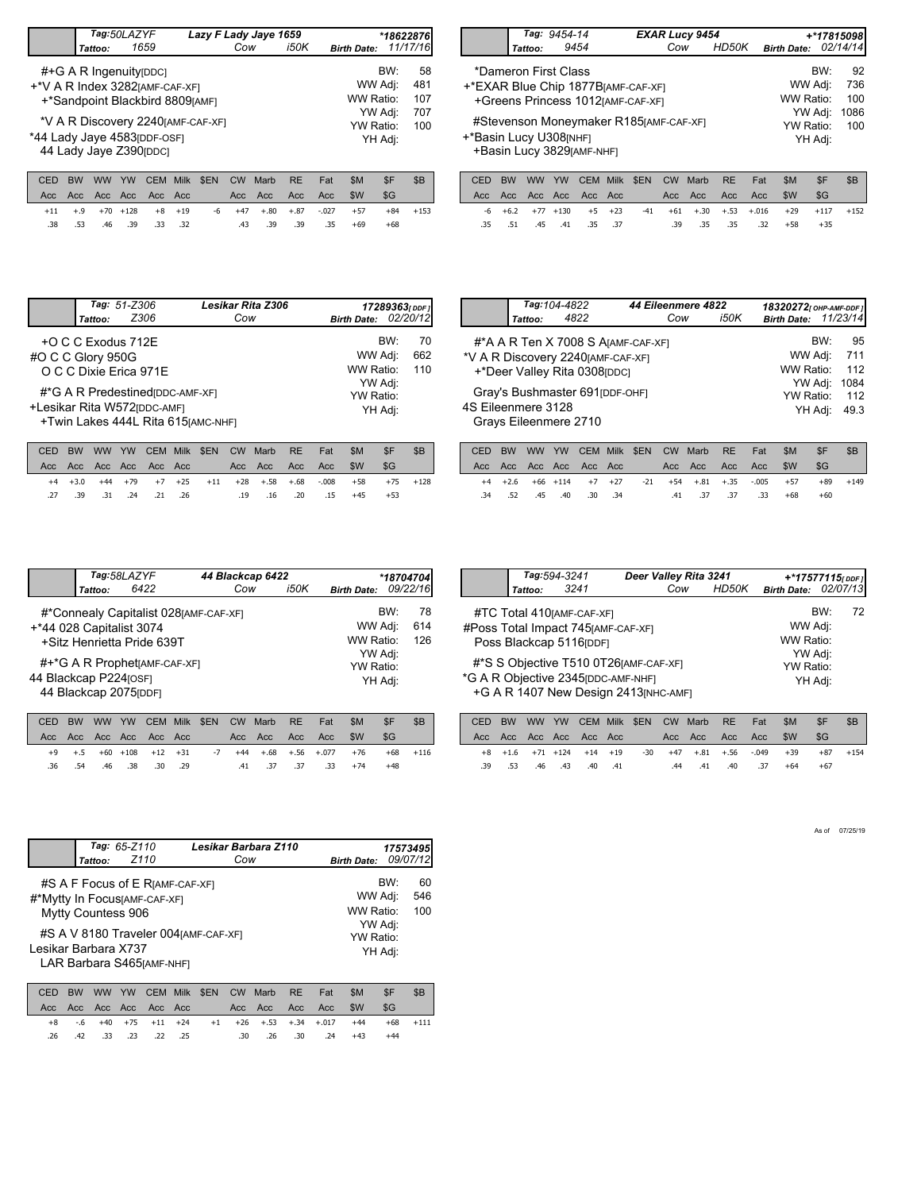**Tag:** 50LAZYF **Tattoo:** 1659 — **Lazy F Lady Jaye 1659** — Cow — i50K — ***18622876** — **Birth Date:** 11/17/16

#+G A R Ingenuity[DDC]
+*V A R Index 3282[AMF-CAF-XF]
+*Sandpoint Blackbird 8809[AMF]
*V A R Discovery 2240[AMF-CAF-XF]
*44 Lady Jaye 4583[DDF-OSF]
44 Lady Jaye Z390[DDC]

BW: 58
WW Adj: 481
WW Ratio: 107
YW Adj: 707
YW Ratio: 100
YH Adj:

| CED | BW | WW | YW | CEM | Milk | $EN | CW | Marb | RE | Fat | $M | $F | $B |
|---|---|---|---|---|---|---|---|---|---|---|---|---|---|
| Acc | Acc | Acc | Acc | Acc | Acc | | Acc | Acc | Acc | Acc | $W | $G | |
| +11 | +.9 | +70 | +128 | +8 | +19 | -6 | +47 | +.80 | +.87 | -.027 | +57 | +84 | +153 |
| .38 | .53 | .46 | .39 | .33 | .32 | | .43 | .39 | .39 | .35 | +69 | +68 | |

**Tag:** 9454-14 **Tattoo:** 9454 — **EXAR Lucy 9454** — Cow — HD50K — **+*17815098** — **Birth Date:** 02/14/14

*Dameron First Class
+*EXAR Blue Chip 1877B[AMF-CAF-XF]
+Greens Princess 1012[AMF-CAF-XF]
#Stevenson Moneymaker R185[AMF-CAF-XF]
+*Basin Lucy U308[NHF]
+Basin Lucy 3829[AMF-NHF]

BW: 92
WW Adj: 736
WW Ratio: 100
YW Adj: 1086
YW Ratio: 100
YH Adj:

| CED | BW | WW | YW | CEM | Milk | $EN | CW | Marb | RE | Fat | $M | $F | $B |
|---|---|---|---|---|---|---|---|---|---|---|---|---|---|
| Acc | Acc | Acc | Acc | Acc | Acc | | Acc | Acc | Acc | Acc | $W | $G | |
| -6 | +6.2 | +77 | +130 | +5 | +23 | -41 | +61 | +.30 | +.53 | +.016 | +29 | +117 | +152 |
| .35 | .51 | .45 | .41 | .35 | .37 | | .39 | .35 | .35 | .32 | +58 | +35 | |

**Tag:** 51-Z306 **Tattoo:** Z306 — **Lesikar Rita Z306** — Cow — **17289363**[DDF] — **Birth Date:** 02/20/12

+O C C Exodus 712E
#O C C Glory 950G
O C C Dixie Erica 971E
#*G A R Predestined[DDC-AMF-XF]
+Lesikar Rita W572[DDC-AMF]
+Twin Lakes 444L Rita 615[AMC-NHF]

BW: 70
WW Adj: 662
WW Ratio: 110
YW Adj:
YW Ratio:
YH Adj:

| CED | BW | WW | YW | CEM | Milk | $EN | CW | Marb | RE | Fat | $M | $F | $B |
|---|---|---|---|---|---|---|---|---|---|---|---|---|---|
| Acc | Acc | Acc | Acc | Acc | Acc | | Acc | Acc | Acc | Acc | $W | $G | |
| +4 | +3.0 | +44 | +79 | +7 | +25 | +11 | +28 | +.58 | +.68 | -.008 | +58 | +75 | +128 |
| .27 | .39 | .31 | .24 | .21 | .26 | | .19 | .16 | .20 | .15 | +45 | +53 | |

**Tag:** 104-4822 **Tattoo:** 4822 — **44 Eileenmere 4822** — Cow — i50K — **18320272**[OHP-AMF-DDF] — **Birth Date:** 11/23/14

#*A A R Ten X 7008 S A[AMF-CAF-XF]
*V A R Discovery 2240[AMF-CAF-XF]
+*Deer Valley Rita 0308[DDC]
Gray's Bushmaster 691[DDF-OHF]
4S Eileenmere 3128
Grays Eileenmere 2710

BW: 95
WW Adj: 711
WW Ratio: 112
YW Adj: 1084
YW Ratio: 112
YH Adj: 49.3

| CED | BW | WW | YW | CEM | Milk | $EN | CW | Marb | RE | Fat | $M | $F | $B |
|---|---|---|---|---|---|---|---|---|---|---|---|---|---|
| Acc | Acc | Acc | Acc | Acc | Acc | | Acc | Acc | Acc | Acc | $W | $G | |
| +4 | +2.6 | +66 | +114 | +7 | +27 | -21 | +54 | +.81 | +.35 | -.005 | +57 | +89 | +149 |
| .34 | .52 | .45 | .40 | .30 | .34 | | .41 | .37 | .37 | .33 | +68 | +60 | |

**Tag:** 58LAZYF **Tattoo:** 6422 — **44 Blackcap 6422** — Cow — i50K — ***18704704** — **Birth Date:** 09/22/16

#*Connealy Capitalist 028[AMF-CAF-XF]
+*44 028 Capitalist 3074
+Sitz Henrietta Pride 639T
#+*G A R Prophet[AMF-CAF-XF]
44 Blackcap P224[OSF]
44 Blackcap 2075[DDF]

BW: 78
WW Adj: 614
WW Ratio: 126
YW Adj:
YW Ratio:
YH Adj:

| CED | BW | WW | YW | CEM | Milk | $EN | CW | Marb | RE | Fat | $M | $F | $B |
|---|---|---|---|---|---|---|---|---|---|---|---|---|---|
| Acc | Acc | Acc | Acc | Acc | Acc | | Acc | Acc | Acc | Acc | $W | $G | |
| +9 | +.5 | +60 | +108 | +12 | +31 | -7 | +44 | +.68 | +.56 | +.077 | +76 | +68 | +116 |
| .36 | .54 | .46 | .38 | .30 | .29 | | .41 | .37 | .37 | .33 | +74 | +48 | |

**Tag:** 594-3241 **Tattoo:** 3241 — **Deer Valley Rita 3241** — Cow — HD50K — **+*17577115**[DDF] — **Birth Date:** 02/07/13

#TC Total 410[AMF-CAF-XF]
#Poss Total Impact 745[AMF-CAF-XF]
Poss Blackcap 5116[DDF]
#*S S Objective T510 0T26[AMF-CAF-XF]
*G A R Objective 2345[DDC-AMF-NHF]
+G A R 1407 New Design 2413[NHC-AMF]

BW: 72
WW Adj:
WW Ratio:
YW Adj:
YW Ratio:
YH Adj:

| CED | BW | WW | YW | CEM | Milk | $EN | CW | Marb | RE | Fat | $M | $F | $B |
|---|---|---|---|---|---|---|---|---|---|---|---|---|---|
| Acc | Acc | Acc | Acc | Acc | Acc | | Acc | Acc | Acc | Acc | $W | $G | |
| +8 | +1.6 | +71 | +124 | +14 | +19 | -30 | +47 | +.81 | +.56 | -.049 | +39 | +87 | +154 |
| .39 | .53 | .46 | .43 | .40 | .41 | | .44 | .41 | .40 | .37 | +64 | +67 | |

As of 07/25/19

**Tag:** 65-Z110 **Tattoo:** Z110 — **Lesikar Barbara Z110** — Cow — **17573495** — **Birth Date:** 09/07/12

#S A F Focus of E R[AMF-CAF-XF]
#*Mytty In Focus[AMF-CAF-XF]
Mytty Countess 906
#S A V 8180 Traveler 004[AMF-CAF-XF]
Lesikar Barbara X737
LAR Barbara S465[AMF-NHF]

BW: 60
WW Adj: 546
WW Ratio: 100
YW Adj:
YW Ratio:
YH Adj:

| CED | BW | WW | YW | CEM | Milk | $EN | CW | Marb | RE | Fat | $M | $F | $B |
|---|---|---|---|---|---|---|---|---|---|---|---|---|---|
| Acc | Acc | Acc | Acc | Acc | Acc | | Acc | Acc | Acc | Acc | $W | $G | |
| +8 | -.6 | +40 | +75 | +11 | +24 | +1 | +26 | +.53 | +.34 | +.017 | +44 | +68 | +111 |
| .26 | .42 | .33 | .23 | .22 | .25 | | .30 | .26 | .30 | .24 | +43 | +44 | |